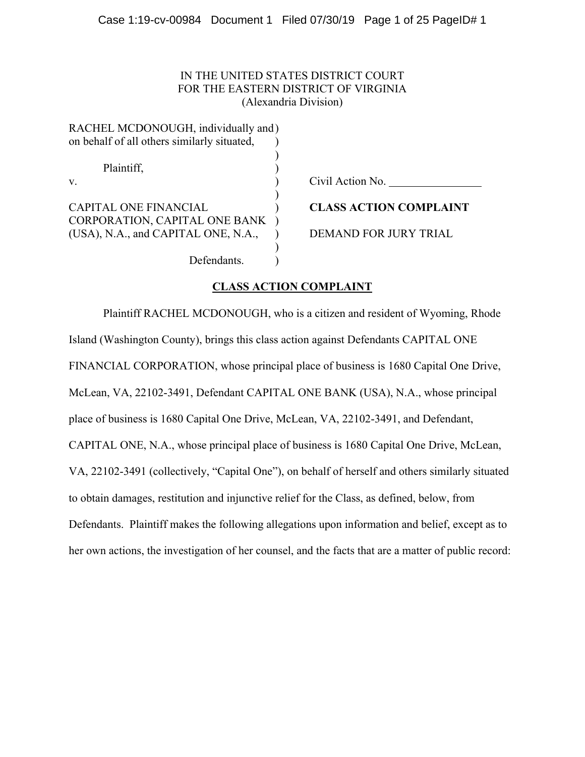IN THE UNITED STATES DISTRICT COURT
FOR THE EASTERN DISTRICT OF VIRGINIA
(Alexandria Division)

| | |
|---|---|
| RACHEL MCDONOUGH, individually and on behalf of all others similarly situated,<br><br>Plaintiff,<br><br>v.<br><br>CAPITAL ONE FINANCIAL CORPORATION, CAPITAL ONE BANK (USA), N.A., and CAPITAL ONE, N.A.,<br><br>Defendants. | Civil Action No. ________________<br><br>**CLASS ACTION COMPLAINT**<br><br>DEMAND FOR JURY TRIAL |

## CLASS ACTION COMPLAINT

Plaintiff RACHEL MCDONOUGH, who is a citizen and resident of Wyoming, Rhode Island (Washington County), brings this class action against Defendants CAPITAL ONE FINANCIAL CORPORATION, whose principal place of business is 1680 Capital One Drive, McLean, VA, 22102-3491, Defendant CAPITAL ONE BANK (USA), N.A., whose principal place of business is 1680 Capital One Drive, McLean, VA, 22102-3491, and Defendant, CAPITAL ONE, N.A., whose principal place of business is 1680 Capital One Drive, McLean, VA, 22102-3491 (collectively, "Capital One"), on behalf of herself and others similarly situated to obtain damages, restitution and injunctive relief for the Class, as defined, below, from Defendants. Plaintiff makes the following allegations upon information and belief, except as to her own actions, the investigation of her counsel, and the facts that are a matter of public record: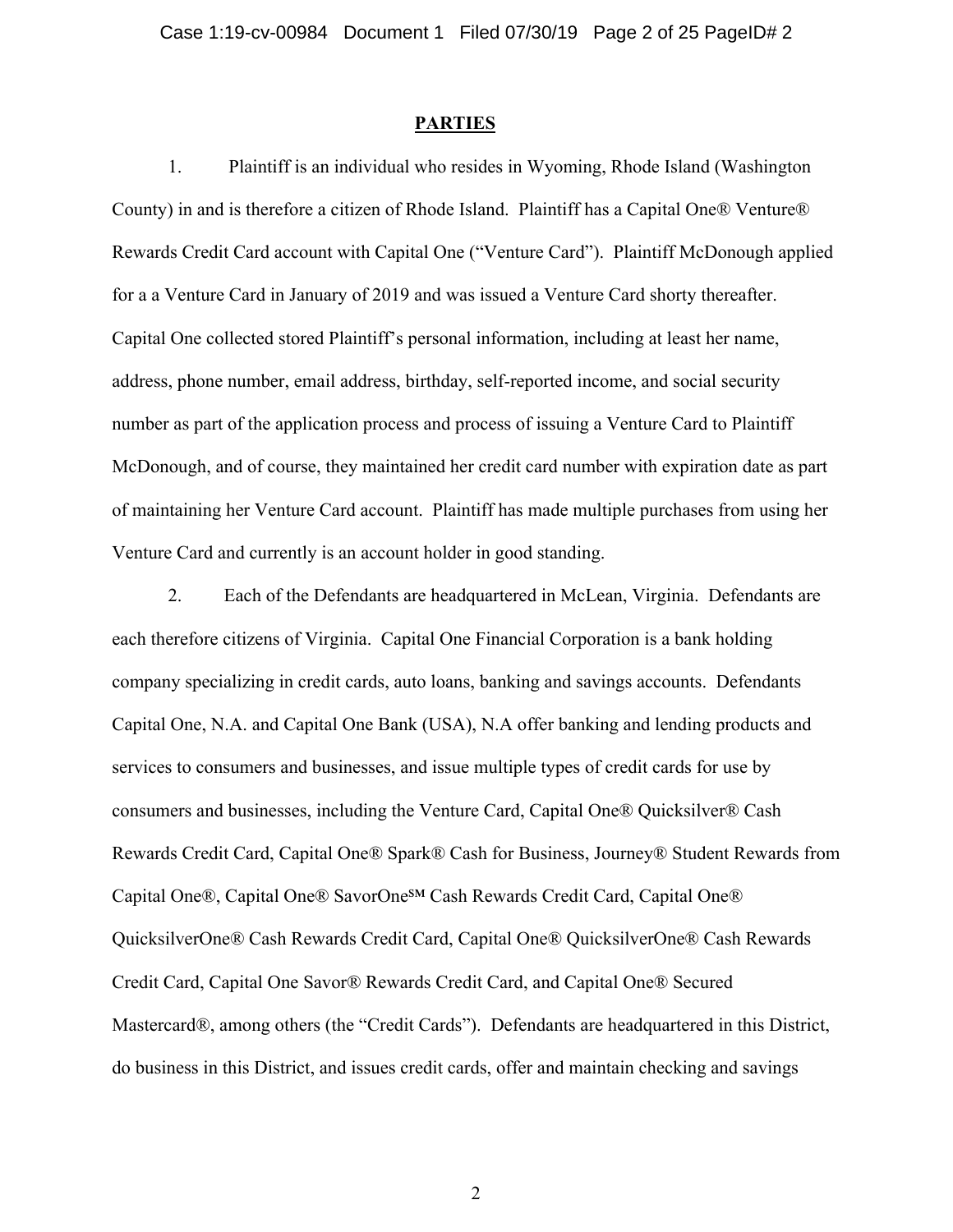## PARTIES

1. Plaintiff is an individual who resides in Wyoming, Rhode Island (Washington County) in and is therefore a citizen of Rhode Island. Plaintiff has a Capital One® Venture® Rewards Credit Card account with Capital One ("Venture Card"). Plaintiff McDonough applied for a a Venture Card in January of 2019 and was issued a Venture Card shorty thereafter. Capital One collected stored Plaintiff's personal information, including at least her name, address, phone number, email address, birthday, self-reported income, and social security number as part of the application process and process of issuing a Venture Card to Plaintiff McDonough, and of course, they maintained her credit card number with expiration date as part of maintaining her Venture Card account. Plaintiff has made multiple purchases from using her Venture Card and currently is an account holder in good standing.

2. Each of the Defendants are headquartered in McLean, Virginia. Defendants are each therefore citizens of Virginia. Capital One Financial Corporation is a bank holding company specializing in credit cards, auto loans, banking and savings accounts. Defendants Capital One, N.A. and Capital One Bank (USA), N.A offer banking and lending products and services to consumers and businesses, and issue multiple types of credit cards for use by consumers and businesses, including the Venture Card, Capital One® Quicksilver® Cash Rewards Credit Card, Capital One® Spark® Cash for Business, Journey® Student Rewards from Capital One®, Capital One® SavorOne℠ Cash Rewards Credit Card, Capital One® QuicksilverOne® Cash Rewards Credit Card, Capital One® QuicksilverOne® Cash Rewards Credit Card, Capital One Savor® Rewards Credit Card, and Capital One® Secured Mastercard®, among others (the "Credit Cards"). Defendants are headquartered in this District, do business in this District, and issues credit cards, offer and maintain checking and savings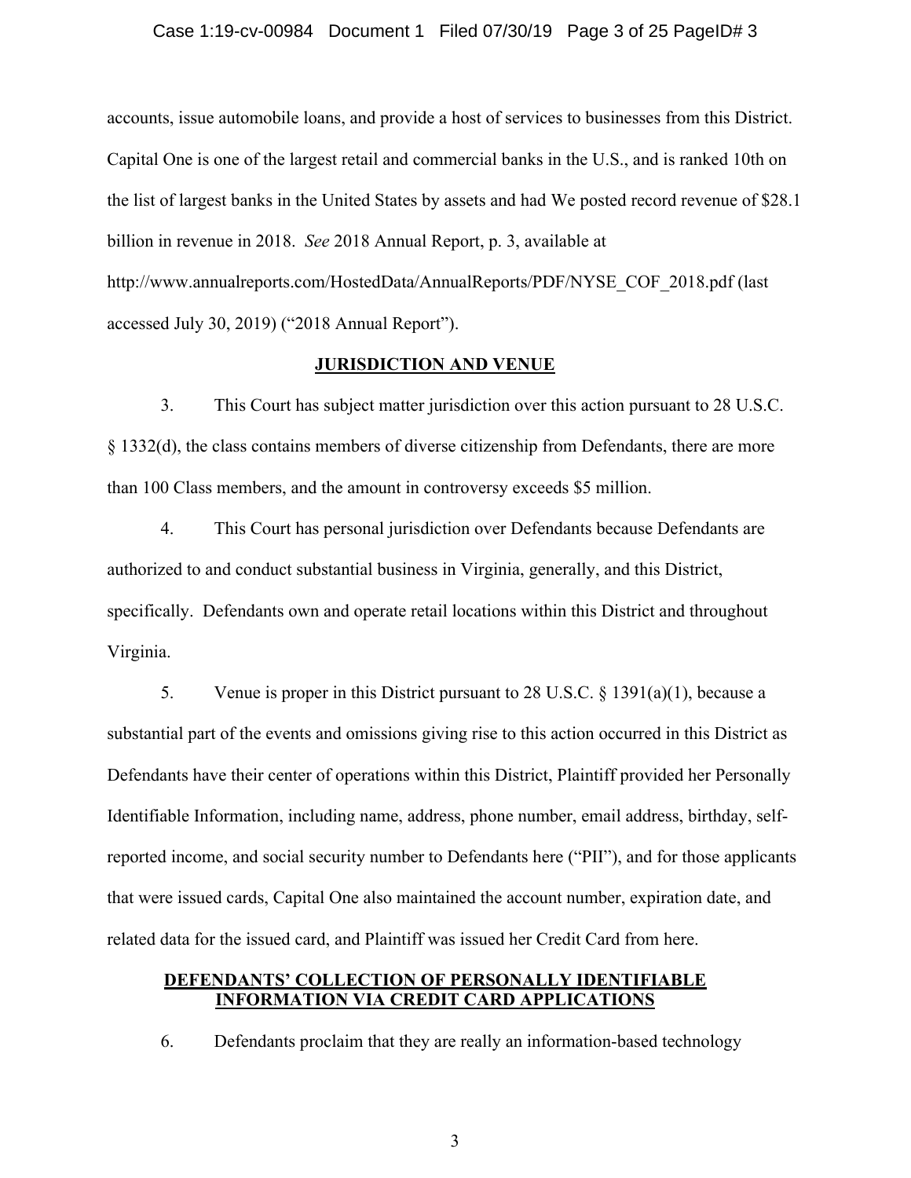accounts, issue automobile loans, and provide a host of services to businesses from this District. Capital One is one of the largest retail and commercial banks in the U.S., and is ranked 10th on the list of largest banks in the United States by assets and had We posted record revenue of $28.1 billion in revenue in 2018. *See* 2018 Annual Report, p. 3, available at http://www.annualreports.com/HostedData/AnnualReports/PDF/NYSE_COF_2018.pdf (last accessed July 30, 2019) ("2018 Annual Report").

## JURISDICTION AND VENUE

3. This Court has subject matter jurisdiction over this action pursuant to 28 U.S.C. § 1332(d), the class contains members of diverse citizenship from Defendants, there are more than 100 Class members, and the amount in controversy exceeds $5 million.

4. This Court has personal jurisdiction over Defendants because Defendants are authorized to and conduct substantial business in Virginia, generally, and this District, specifically. Defendants own and operate retail locations within this District and throughout Virginia.

5. Venue is proper in this District pursuant to 28 U.S.C. § 1391(a)(1), because a substantial part of the events and omissions giving rise to this action occurred in this District as Defendants have their center of operations within this District, Plaintiff provided her Personally Identifiable Information, including name, address, phone number, email address, birthday, self-reported income, and social security number to Defendants here ("PII"), and for those applicants that were issued cards, Capital One also maintained the account number, expiration date, and related data for the issued card, and Plaintiff was issued her Credit Card from here.

## DEFENDANTS' COLLECTION OF PERSONALLY IDENTIFIABLE INFORMATION VIA CREDIT CARD APPLICATIONS

6. Defendants proclaim that they are really an information-based technology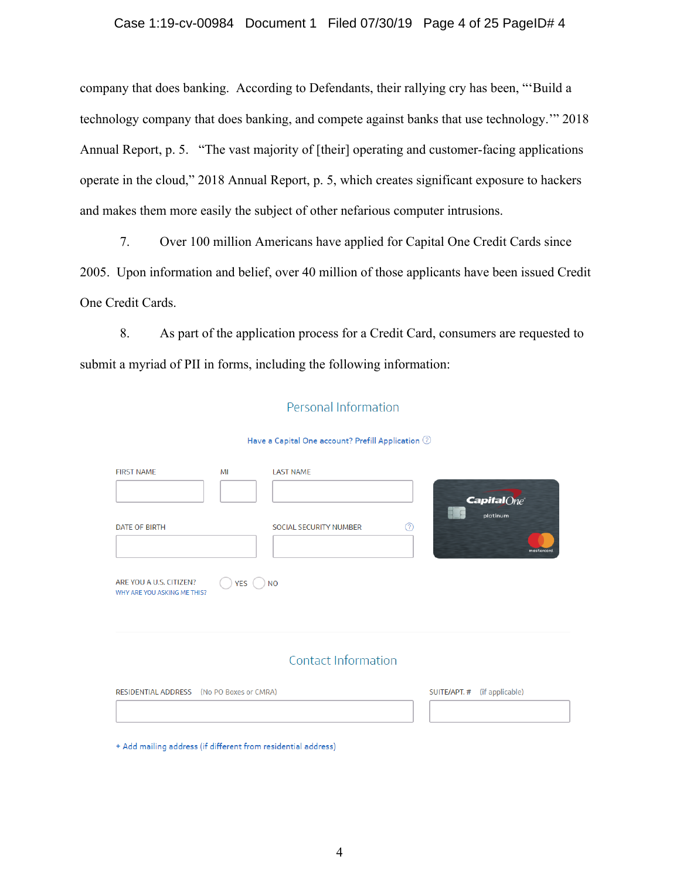company that does banking. According to Defendants, their rallying cry has been, "'Build a technology company that does banking, and compete against banks that use technology.'" 2018 Annual Report, p. 5. "The vast majority of [their] operating and customer-facing applications operate in the cloud," 2018 Annual Report, p. 5, which creates significant exposure to hackers and makes them more easily the subject of other nefarious computer intrusions.

7. Over 100 million Americans have applied for Capital One Credit Cards since 2005. Upon information and belief, over 40 million of those applicants have been issued Credit One Credit Cards.

8. As part of the application process for a Credit Card, consumers are requested to submit a myriad of PII in forms, including the following information:

Personal Information

Have a Capital One account? Prefill Application

FIRST NAME | MI | LAST NAME

DATE OF BIRTH | SOCIAL SECURITY NUMBER

Capital One platinum mastercard

ARE YOU A U.S. CITIZEN? YES NO

WHY ARE YOU ASKING ME THIS?

Contact Information

RESIDENTIAL ADDRESS (No PO Boxes or CMRA) | SUITE/APT. # (if applicable)

+ Add mailing address (if different from residential address)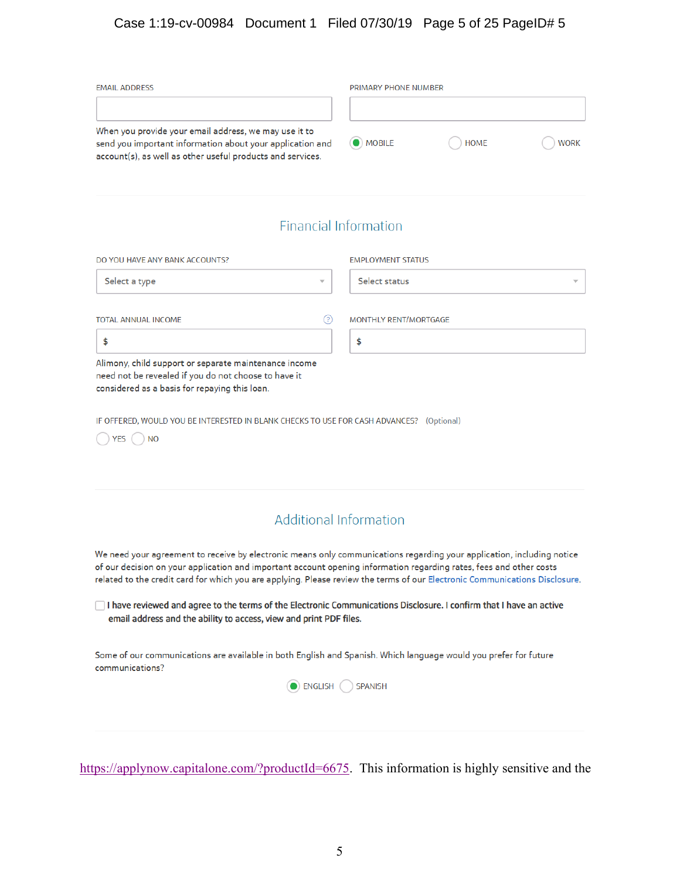EMAIL ADDRESS

When you provide your email address, we may use it to send you important information about your application and account(s), as well as other useful products and services.

PRIMARY PHONE NUMBER

MOBILE HOME WORK

## Financial Information

DO YOU HAVE ANY BANK ACCOUNTS?

Select a type

EMPLOYMENT STATUS

Select status

TOTAL ANNUAL INCOME

$

Alimony, child support or separate maintenance income need not be revealed if you do not choose to have it considered as a basis for repaying this loan.

MONTHLY RENT/MORTGAGE

$

IF OFFERED, WOULD YOU BE INTERESTED IN BLANK CHECKS TO USE FOR CASH ADVANCES? (Optional)

YES NO

## Additional Information

We need your agreement to receive by electronic means only communications regarding your application, including notice of our decision on your application and important account opening information regarding rates, fees and other costs related to the credit card for which you are applying. Please review the terms of our Electronic Communications Disclosure.

**I have reviewed and agree to the terms of the Electronic Communications Disclosure. I confirm that I have an active email address and the ability to access, view and print PDF files.**

Some of our communications are available in both English and Spanish. Which language would you prefer for future communications?

ENGLISH SPANISH

https://applynow.capitalone.com/?productId=6675. This information is highly sensitive and the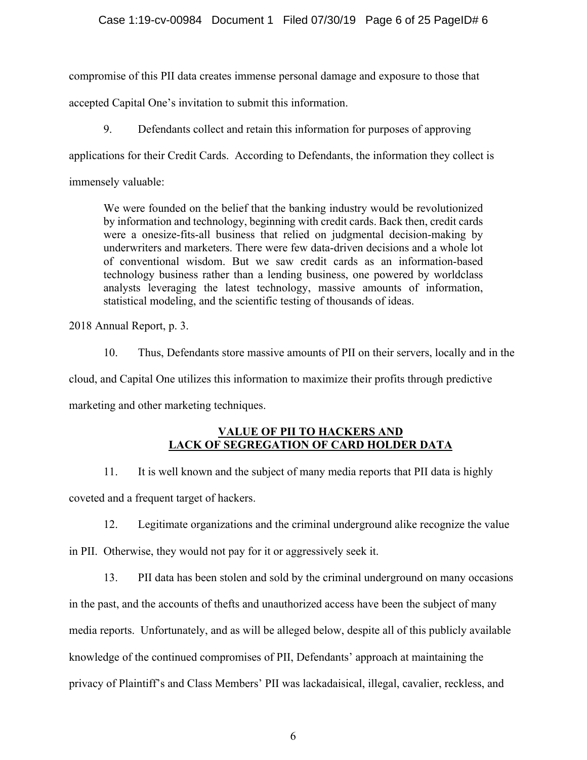compromise of this PII data creates immense personal damage and exposure to those that accepted Capital One's invitation to submit this information.

9. Defendants collect and retain this information for purposes of approving applications for their Credit Cards. According to Defendants, the information they collect is immensely valuable:

> We were founded on the belief that the banking industry would be revolutionized by information and technology, beginning with credit cards. Back then, credit cards were a onesize-fits-all business that relied on judgmental decision-making by underwriters and marketers. There were few data-driven decisions and a whole lot of conventional wisdom. But we saw credit cards as an information-based technology business rather than a lending business, one powered by worldclass analysts leveraging the latest technology, massive amounts of information, statistical modeling, and the scientific testing of thousands of ideas.

2018 Annual Report, p. 3.

10. Thus, Defendants store massive amounts of PII on their servers, locally and in the cloud, and Capital One utilizes this information to maximize their profits through predictive marketing and other marketing techniques.

## VALUE OF PII TO HACKERS AND LACK OF SEGREGATION OF CARD HOLDER DATA

11. It is well known and the subject of many media reports that PII data is highly coveted and a frequent target of hackers.

12. Legitimate organizations and the criminal underground alike recognize the value in PII. Otherwise, they would not pay for it or aggressively seek it.

13. PII data has been stolen and sold by the criminal underground on many occasions in the past, and the accounts of thefts and unauthorized access have been the subject of many media reports. Unfortunately, and as will be alleged below, despite all of this publicly available knowledge of the continued compromises of PII, Defendants' approach at maintaining the privacy of Plaintiff's and Class Members' PII was lackadaisical, illegal, cavalier, reckless, and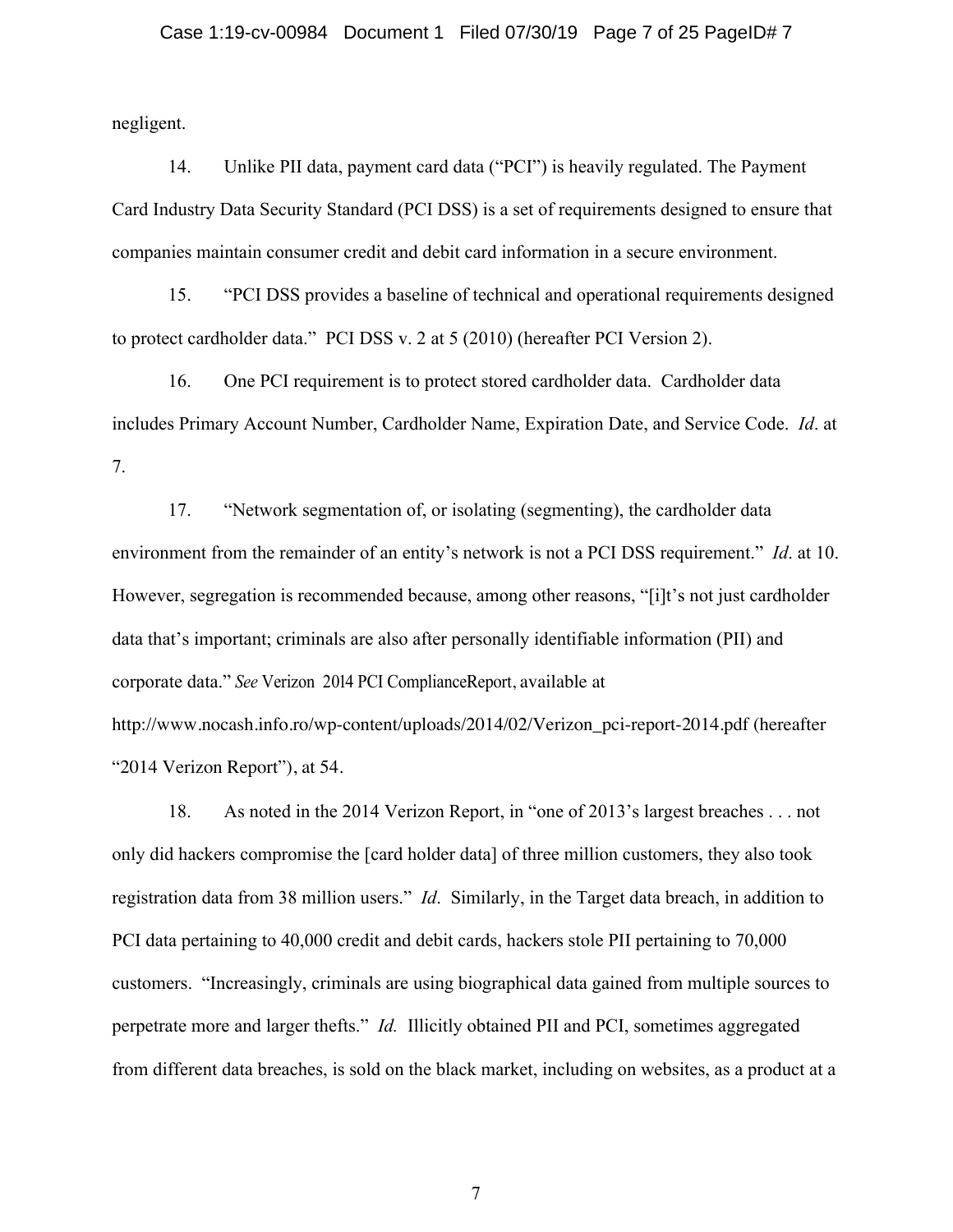negligent.

14. Unlike PII data, payment card data ("PCI") is heavily regulated. The Payment Card Industry Data Security Standard (PCI DSS) is a set of requirements designed to ensure that companies maintain consumer credit and debit card information in a secure environment.

15. "PCI DSS provides a baseline of technical and operational requirements designed to protect cardholder data." PCI DSS v. 2 at 5 (2010) (hereafter PCI Version 2).

16. One PCI requirement is to protect stored cardholder data. Cardholder data includes Primary Account Number, Cardholder Name, Expiration Date, and Service Code. *Id*. at 7.

17. "Network segmentation of, or isolating (segmenting), the cardholder data environment from the remainder of an entity's network is not a PCI DSS requirement." *Id*. at 10. However, segregation is recommended because, among other reasons, "[i]t's not just cardholder data that's important; criminals are also after personally identifiable information (PII) and corporate data." *See* Verizon 2014 PCI ComplianceReport, available at http://www.nocash.info.ro/wp-content/uploads/2014/02/Verizon_pci-report-2014.pdf (hereafter "2014 Verizon Report"), at 54.

18. As noted in the 2014 Verizon Report, in "one of 2013's largest breaches . . . not only did hackers compromise the [card holder data] of three million customers, they also took registration data from 38 million users." *Id*. Similarly, in the Target data breach, in addition to PCI data pertaining to 40,000 credit and debit cards, hackers stole PII pertaining to 70,000 customers. "Increasingly, criminals are using biographical data gained from multiple sources to perpetrate more and larger thefts." *Id.* Illicitly obtained PII and PCI, sometimes aggregated from different data breaches, is sold on the black market, including on websites, as a product at a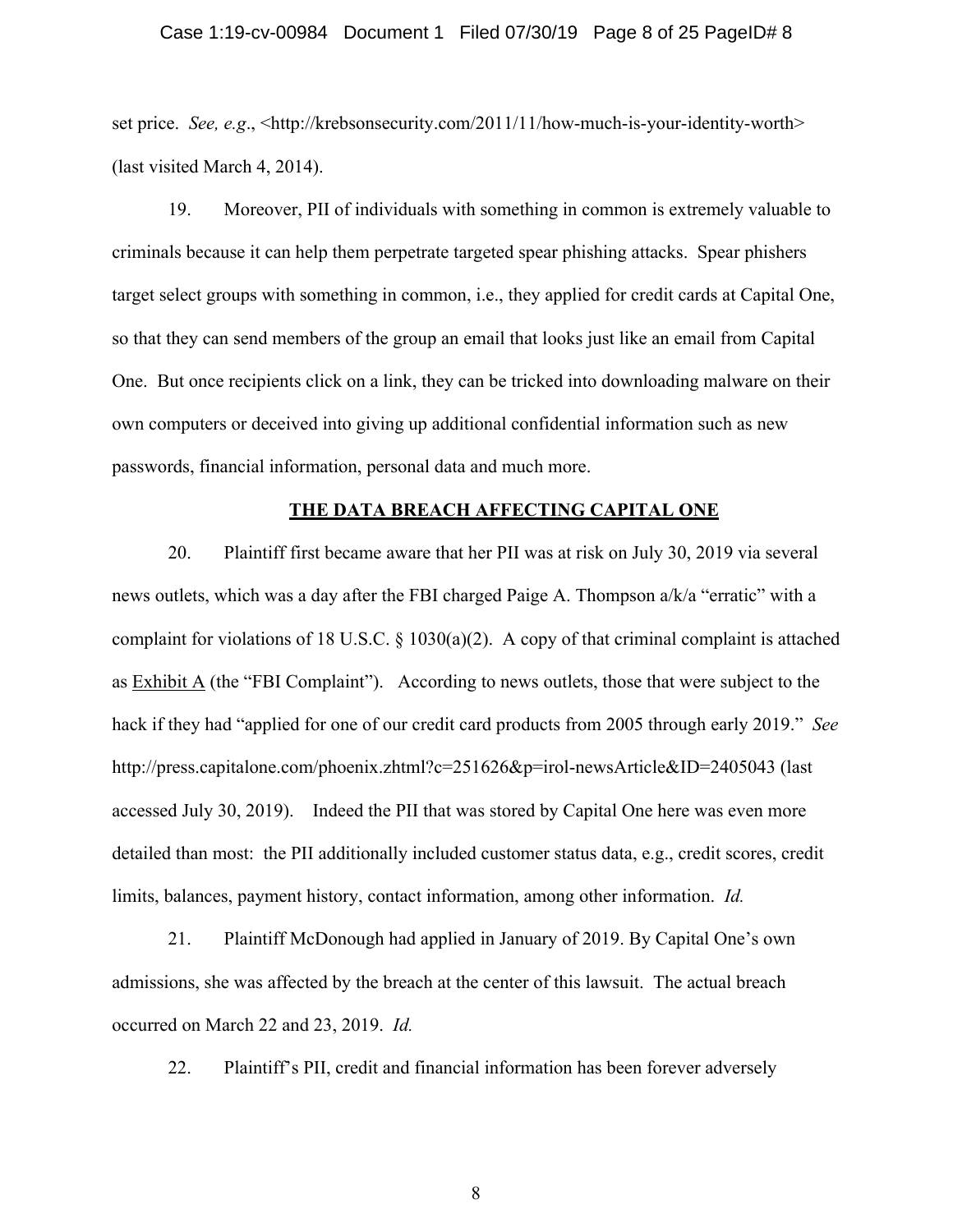set price. *See, e.g.*, <http://krebsonsecurity.com/2011/11/how-much-is-your-identity-worth> (last visited March 4, 2014).

19. Moreover, PII of individuals with something in common is extremely valuable to criminals because it can help them perpetrate targeted spear phishing attacks. Spear phishers target select groups with something in common, i.e., they applied for credit cards at Capital One, so that they can send members of the group an email that looks just like an email from Capital One. But once recipients click on a link, they can be tricked into downloading malware on their own computers or deceived into giving up additional confidential information such as new passwords, financial information, personal data and much more.

## THE DATA BREACH AFFECTING CAPITAL ONE

20. Plaintiff first became aware that her PII was at risk on July 30, 2019 via several news outlets, which was a day after the FBI charged Paige A. Thompson a/k/a "erratic" with a complaint for violations of 18 U.S.C. § 1030(a)(2). A copy of that criminal complaint is attached as Exhibit A (the "FBI Complaint"). According to news outlets, those that were subject to the hack if they had "applied for one of our credit card products from 2005 through early 2019." *See* http://press.capitalone.com/phoenix.zhtml?c=251626&p=irol-newsArticle&ID=2405043 (last accessed July 30, 2019). Indeed the PII that was stored by Capital One here was even more detailed than most: the PII additionally included customer status data, e.g., credit scores, credit limits, balances, payment history, contact information, among other information. *Id.*

21. Plaintiff McDonough had applied in January of 2019. By Capital One's own admissions, she was affected by the breach at the center of this lawsuit. The actual breach occurred on March 22 and 23, 2019. *Id.*

22. Plaintiff's PII, credit and financial information has been forever adversely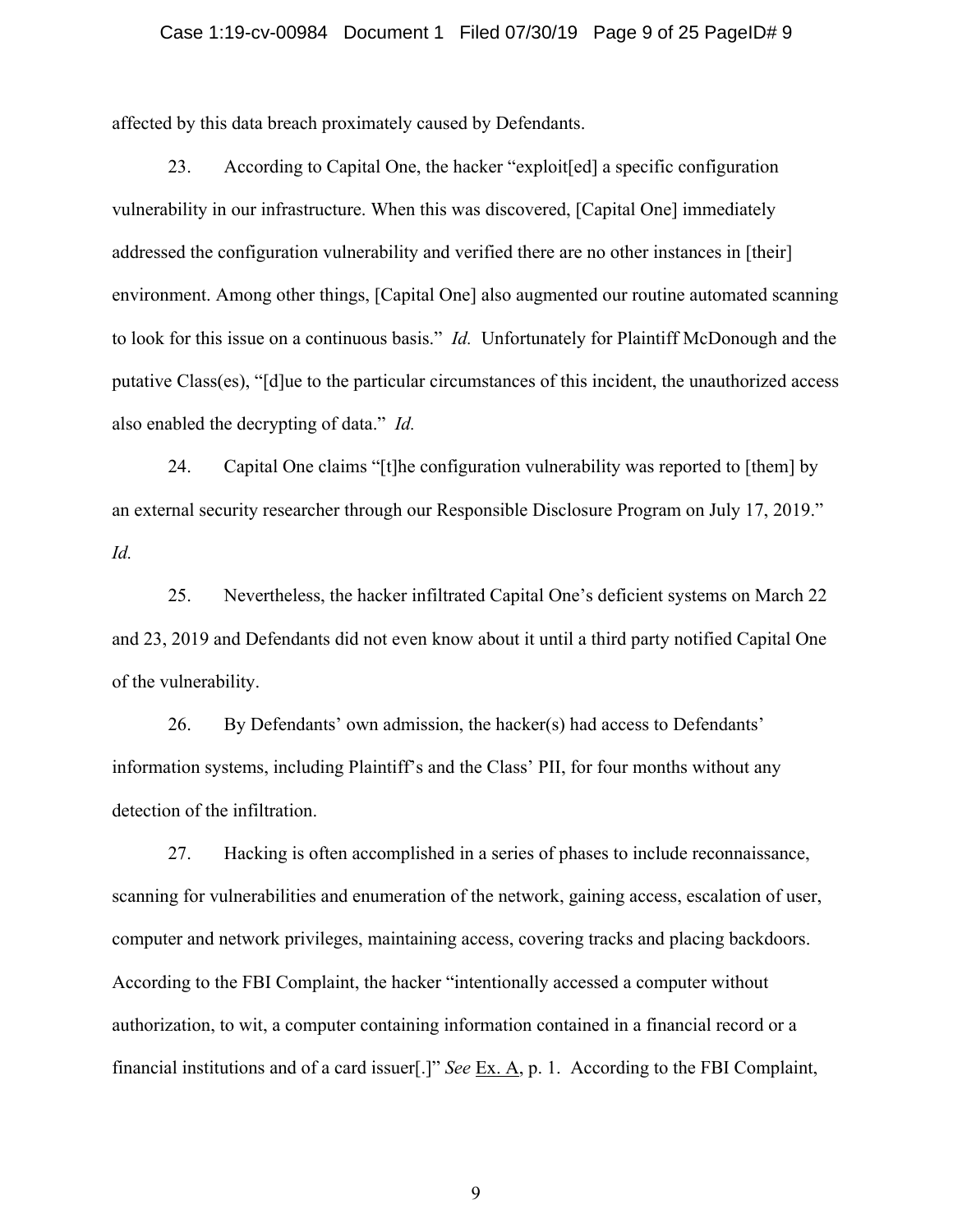affected by this data breach proximately caused by Defendants.

23. According to Capital One, the hacker "exploit[ed] a specific configuration vulnerability in our infrastructure. When this was discovered, [Capital One] immediately addressed the configuration vulnerability and verified there are no other instances in [their] environment. Among other things, [Capital One] also augmented our routine automated scanning to look for this issue on a continuous basis." *Id.* Unfortunately for Plaintiff McDonough and the putative Class(es), "[d]ue to the particular circumstances of this incident, the unauthorized access also enabled the decrypting of data." *Id.*

24. Capital One claims "[t]he configuration vulnerability was reported to [them] by an external security researcher through our Responsible Disclosure Program on July 17, 2019." *Id.*

25. Nevertheless, the hacker infiltrated Capital One's deficient systems on March 22 and 23, 2019 and Defendants did not even know about it until a third party notified Capital One of the vulnerability.

26. By Defendants' own admission, the hacker(s) had access to Defendants' information systems, including Plaintiff's and the Class' PII, for four months without any detection of the infiltration.

27. Hacking is often accomplished in a series of phases to include reconnaissance, scanning for vulnerabilities and enumeration of the network, gaining access, escalation of user, computer and network privileges, maintaining access, covering tracks and placing backdoors. According to the FBI Complaint, the hacker "intentionally accessed a computer without authorization, to wit, a computer containing information contained in a financial record or a financial institutions and of a card issuer[.]" *See* Ex. A, p. 1. According to the FBI Complaint,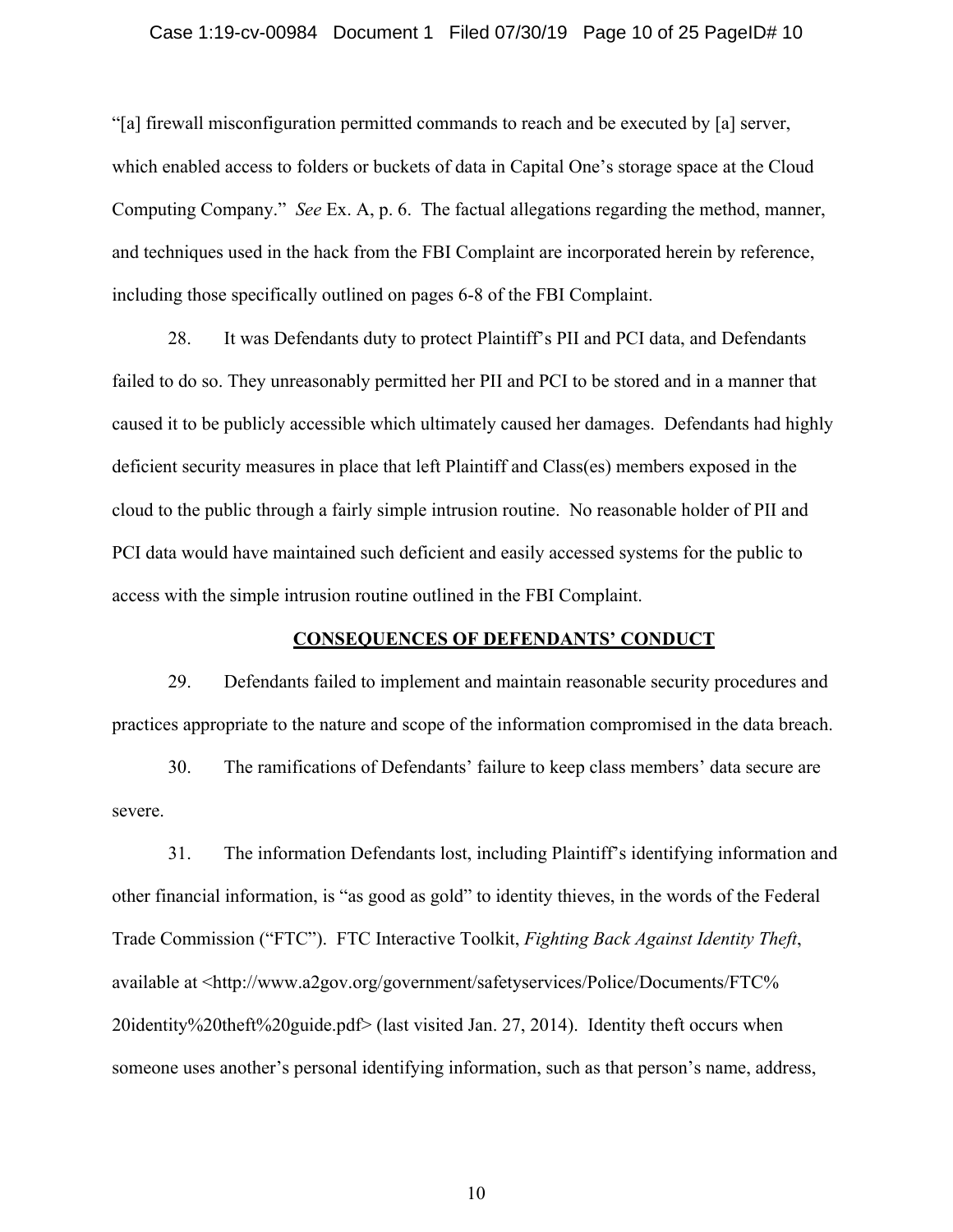"[a] firewall misconfiguration permitted commands to reach and be executed by [a] server, which enabled access to folders or buckets of data in Capital One's storage space at the Cloud Computing Company." *See* Ex. A, p. 6. The factual allegations regarding the method, manner, and techniques used in the hack from the FBI Complaint are incorporated herein by reference, including those specifically outlined on pages 6-8 of the FBI Complaint.

28. It was Defendants duty to protect Plaintiff's PII and PCI data, and Defendants failed to do so. They unreasonably permitted her PII and PCI to be stored and in a manner that caused it to be publicly accessible which ultimately caused her damages. Defendants had highly deficient security measures in place that left Plaintiff and Class(es) members exposed in the cloud to the public through a fairly simple intrusion routine. No reasonable holder of PII and PCI data would have maintained such deficient and easily accessed systems for the public to access with the simple intrusion routine outlined in the FBI Complaint.

## CONSEQUENCES OF DEFENDANTS' CONDUCT

29. Defendants failed to implement and maintain reasonable security procedures and practices appropriate to the nature and scope of the information compromised in the data breach.

30. The ramifications of Defendants' failure to keep class members' data secure are severe.

31. The information Defendants lost, including Plaintiff's identifying information and other financial information, is "as good as gold" to identity thieves, in the words of the Federal Trade Commission ("FTC"). FTC Interactive Toolkit, *Fighting Back Against Identity Theft*, available at <http://www.a2gov.org/government/safetyservices/Police/Documents/FTC%20identity%20theft%20guide.pdf> (last visited Jan. 27, 2014). Identity theft occurs when someone uses another's personal identifying information, such as that person's name, address,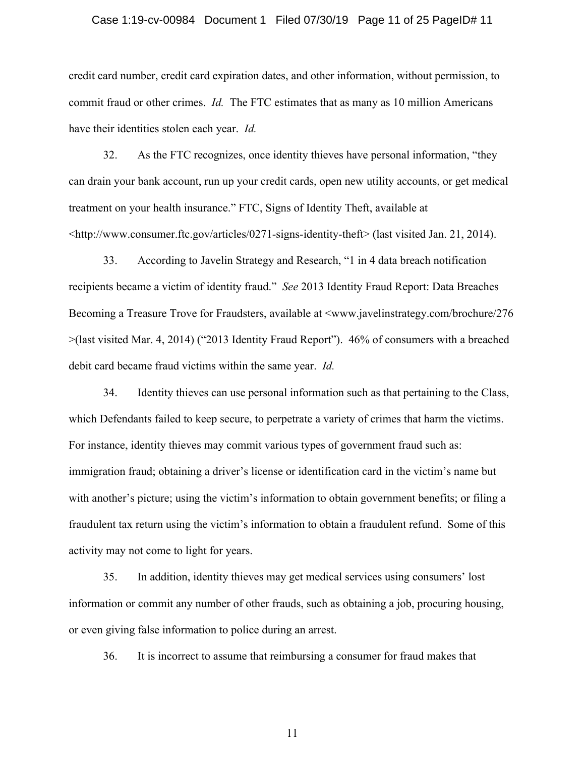credit card number, credit card expiration dates, and other information, without permission, to commit fraud or other crimes. *Id.* The FTC estimates that as many as 10 million Americans have their identities stolen each year. *Id.*

32. As the FTC recognizes, once identity thieves have personal information, "they can drain your bank account, run up your credit cards, open new utility accounts, or get medical treatment on your health insurance." FTC, Signs of Identity Theft, available at <http://www.consumer.ftc.gov/articles/0271-signs-identity-theft> (last visited Jan. 21, 2014).

33. According to Javelin Strategy and Research, "1 in 4 data breach notification recipients became a victim of identity fraud." *See* 2013 Identity Fraud Report: Data Breaches Becoming a Treasure Trove for Fraudsters, available at <www.javelinstrategy.com/brochure/276 >(last visited Mar. 4, 2014) ("2013 Identity Fraud Report"). 46% of consumers with a breached debit card became fraud victims within the same year. *Id.*

34. Identity thieves can use personal information such as that pertaining to the Class, which Defendants failed to keep secure, to perpetrate a variety of crimes that harm the victims. For instance, identity thieves may commit various types of government fraud such as: immigration fraud; obtaining a driver's license or identification card in the victim's name but with another's picture; using the victim's information to obtain government benefits; or filing a fraudulent tax return using the victim's information to obtain a fraudulent refund. Some of this activity may not come to light for years.

35. In addition, identity thieves may get medical services using consumers' lost information or commit any number of other frauds, such as obtaining a job, procuring housing, or even giving false information to police during an arrest.

36. It is incorrect to assume that reimbursing a consumer for fraud makes that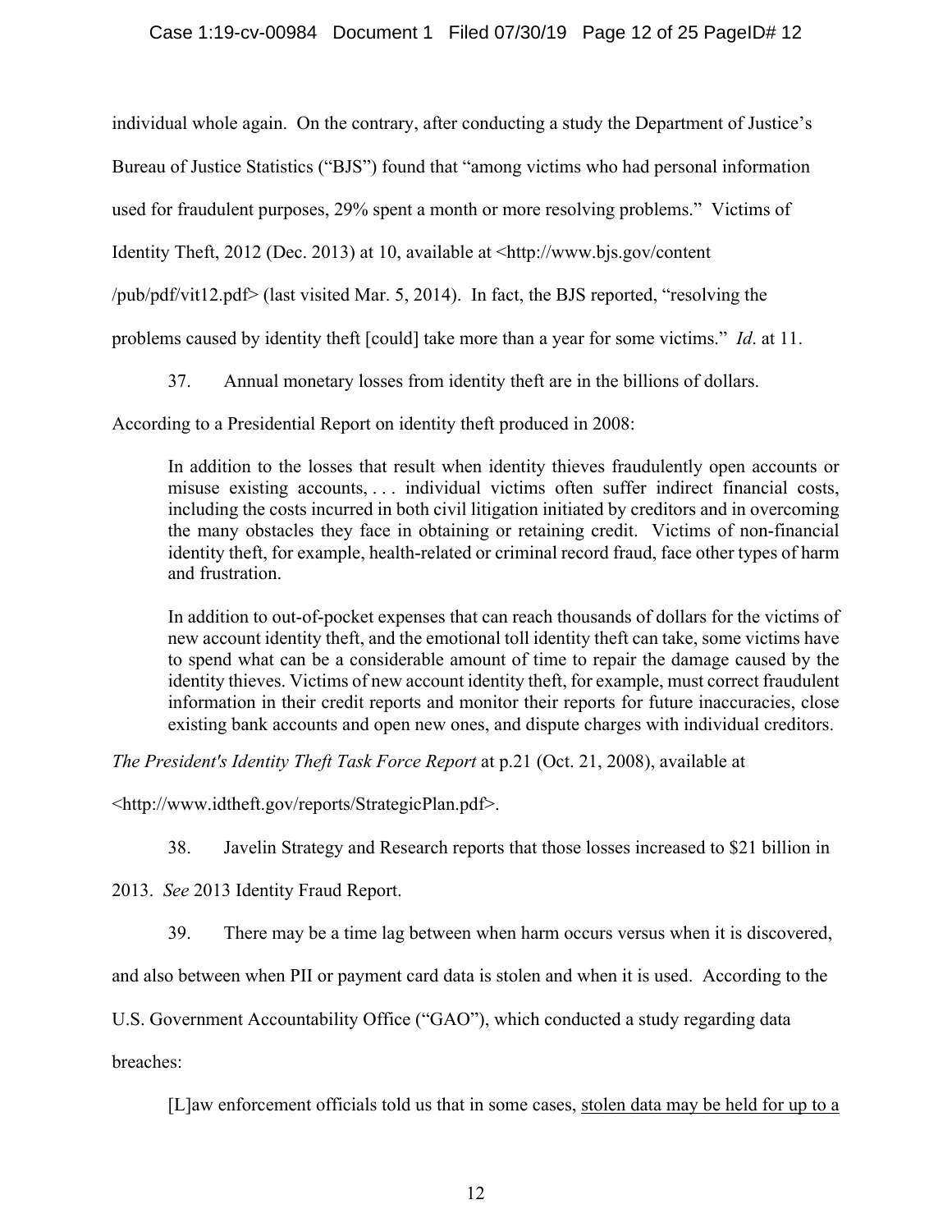individual whole again. On the contrary, after conducting a study the Department of Justice's Bureau of Justice Statistics ("BJS") found that "among victims who had personal information used for fraudulent purposes, 29% spent a month or more resolving problems." Victims of Identity Theft, 2012 (Dec. 2013) at 10, available at <http://www.bjs.gov/content/pub/pdf/vit12.pdf> (last visited Mar. 5, 2014). In fact, the BJS reported, "resolving the problems caused by identity theft [could] take more than a year for some victims." *Id*. at 11.

37. Annual monetary losses from identity theft are in the billions of dollars. According to a Presidential Report on identity theft produced in 2008:

> In addition to the losses that result when identity thieves fraudulently open accounts or misuse existing accounts, . . . individual victims often suffer indirect financial costs, including the costs incurred in both civil litigation initiated by creditors and in overcoming the many obstacles they face in obtaining or retaining credit. Victims of non-financial identity theft, for example, health-related or criminal record fraud, face other types of harm and frustration.
>
> In addition to out-of-pocket expenses that can reach thousands of dollars for the victims of new account identity theft, and the emotional toll identity theft can take, some victims have to spend what can be a considerable amount of time to repair the damage caused by the identity thieves. Victims of new account identity theft, for example, must correct fraudulent information in their credit reports and monitor their reports for future inaccuracies, close existing bank accounts and open new ones, and dispute charges with individual creditors.

*The President's Identity Theft Task Force Report* at p.21 (Oct. 21, 2008), available at <http://www.idtheft.gov/reports/StrategicPlan.pdf>.

38. Javelin Strategy and Research reports that those losses increased to $21 billion in 2013. *See* 2013 Identity Fraud Report.

39. There may be a time lag between when harm occurs versus when it is discovered, and also between when PII or payment card data is stolen and when it is used. According to the U.S. Government Accountability Office ("GAO"), which conducted a study regarding data breaches:

> [L]aw enforcement officials told us that in some cases, <u>stolen data may be held for up to a</u>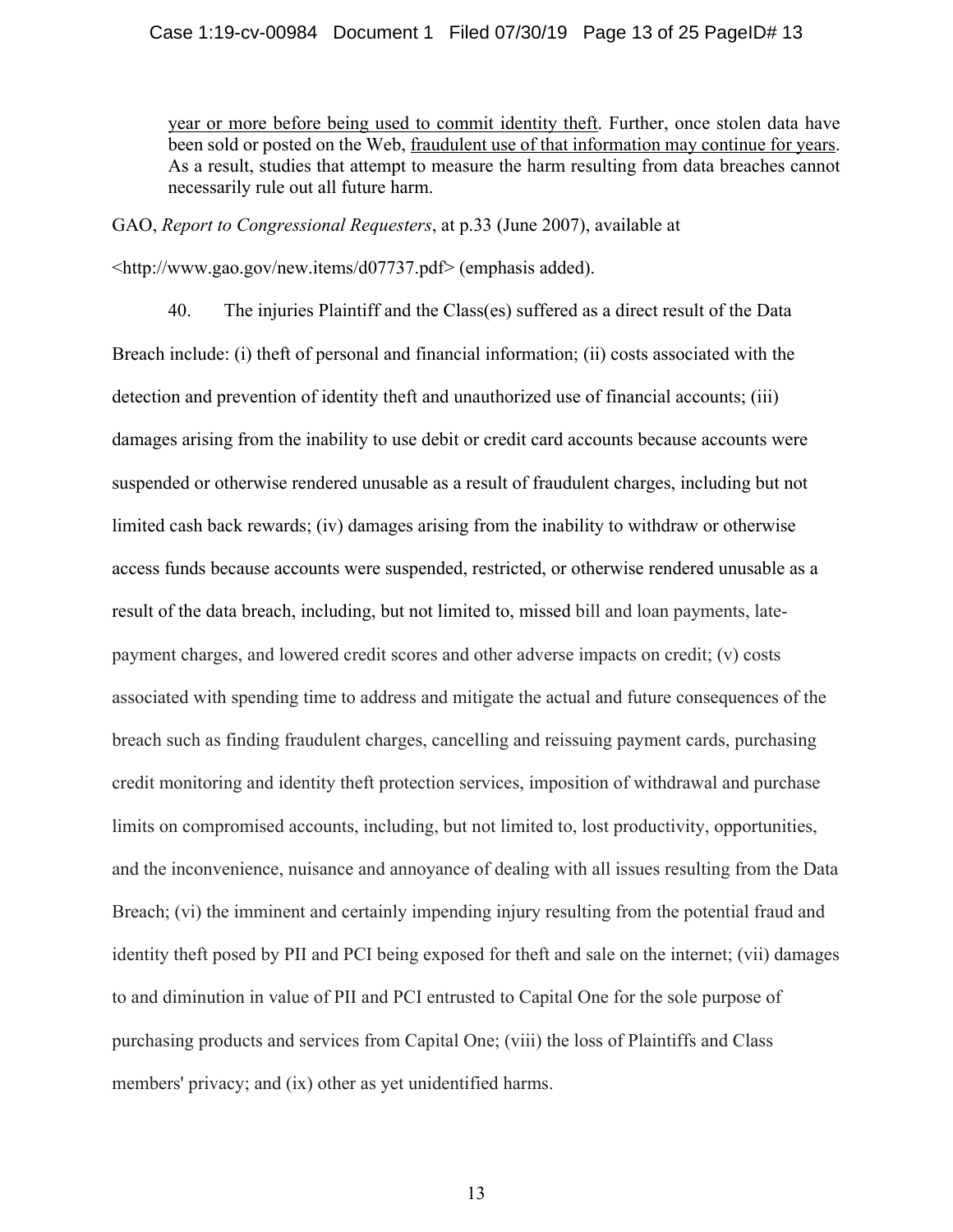> year or more before being used to commit identity theft. Further, once stolen data have been sold or posted on the Web, fraudulent use of that information may continue for years. As a result, studies that attempt to measure the harm resulting from data breaches cannot necessarily rule out all future harm.

GAO, *Report to Congressional Requesters*, at p.33 (June 2007), available at <http://www.gao.gov/new.items/d07737.pdf> (emphasis added).

40. The injuries Plaintiff and the Class(es) suffered as a direct result of the Data Breach include: (i) theft of personal and financial information; (ii) costs associated with the detection and prevention of identity theft and unauthorized use of financial accounts; (iii) damages arising from the inability to use debit or credit card accounts because accounts were suspended or otherwise rendered unusable as a result of fraudulent charges, including but not limited cash back rewards; (iv) damages arising from the inability to withdraw or otherwise access funds because accounts were suspended, restricted, or otherwise rendered unusable as a result of the data breach, including, but not limited to, missed bill and loan payments, late-payment charges, and lowered credit scores and other adverse impacts on credit; (v) costs associated with spending time to address and mitigate the actual and future consequences of the breach such as finding fraudulent charges, cancelling and reissuing payment cards, purchasing credit monitoring and identity theft protection services, imposition of withdrawal and purchase limits on compromised accounts, including, but not limited to, lost productivity, opportunities, and the inconvenience, nuisance and annoyance of dealing with all issues resulting from the Data Breach; (vi) the imminent and certainly impending injury resulting from the potential fraud and identity theft posed by PII and PCI being exposed for theft and sale on the internet; (vii) damages to and diminution in value of PII and PCI entrusted to Capital One for the sole purpose of purchasing products and services from Capital One; (viii) the loss of Plaintiffs and Class members' privacy; and (ix) other as yet unidentified harms.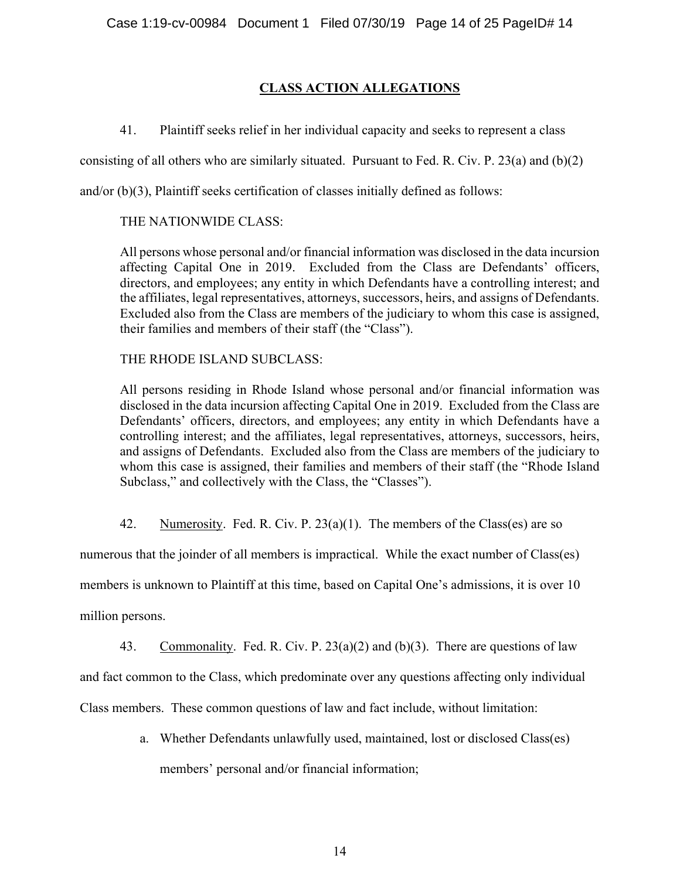## CLASS ACTION ALLEGATIONS

41. Plaintiff seeks relief in her individual capacity and seeks to represent a class consisting of all others who are similarly situated. Pursuant to Fed. R. Civ. P. 23(a) and (b)(2) and/or (b)(3), Plaintiff seeks certification of classes initially defined as follows:

> THE NATIONWIDE CLASS:
>
> All persons whose personal and/or financial information was disclosed in the data incursion affecting Capital One in 2019. Excluded from the Class are Defendants' officers, directors, and employees; any entity in which Defendants have a controlling interest; and the affiliates, legal representatives, attorneys, successors, heirs, and assigns of Defendants. Excluded also from the Class are members of the judiciary to whom this case is assigned, their families and members of their staff (the "Class").
>
> THE RHODE ISLAND SUBCLASS:
>
> All persons residing in Rhode Island whose personal and/or financial information was disclosed in the data incursion affecting Capital One in 2019. Excluded from the Class are Defendants' officers, directors, and employees; any entity in which Defendants have a controlling interest; and the affiliates, legal representatives, attorneys, successors, heirs, and assigns of Defendants. Excluded also from the Class are members of the judiciary to whom this case is assigned, their families and members of their staff (the "Rhode Island Subclass," and collectively with the Class, the "Classes").

42. Numerosity. Fed. R. Civ. P. 23(a)(1). The members of the Class(es) are so numerous that the joinder of all members is impractical. While the exact number of Class(es) members is unknown to Plaintiff at this time, based on Capital One's admissions, it is over 10 million persons.

43. Commonality. Fed. R. Civ. P. 23(a)(2) and (b)(3). There are questions of law and fact common to the Class, which predominate over any questions affecting only individual Class members. These common questions of law and fact include, without limitation:

a. Whether Defendants unlawfully used, maintained, lost or disclosed Class(es) members' personal and/or financial information;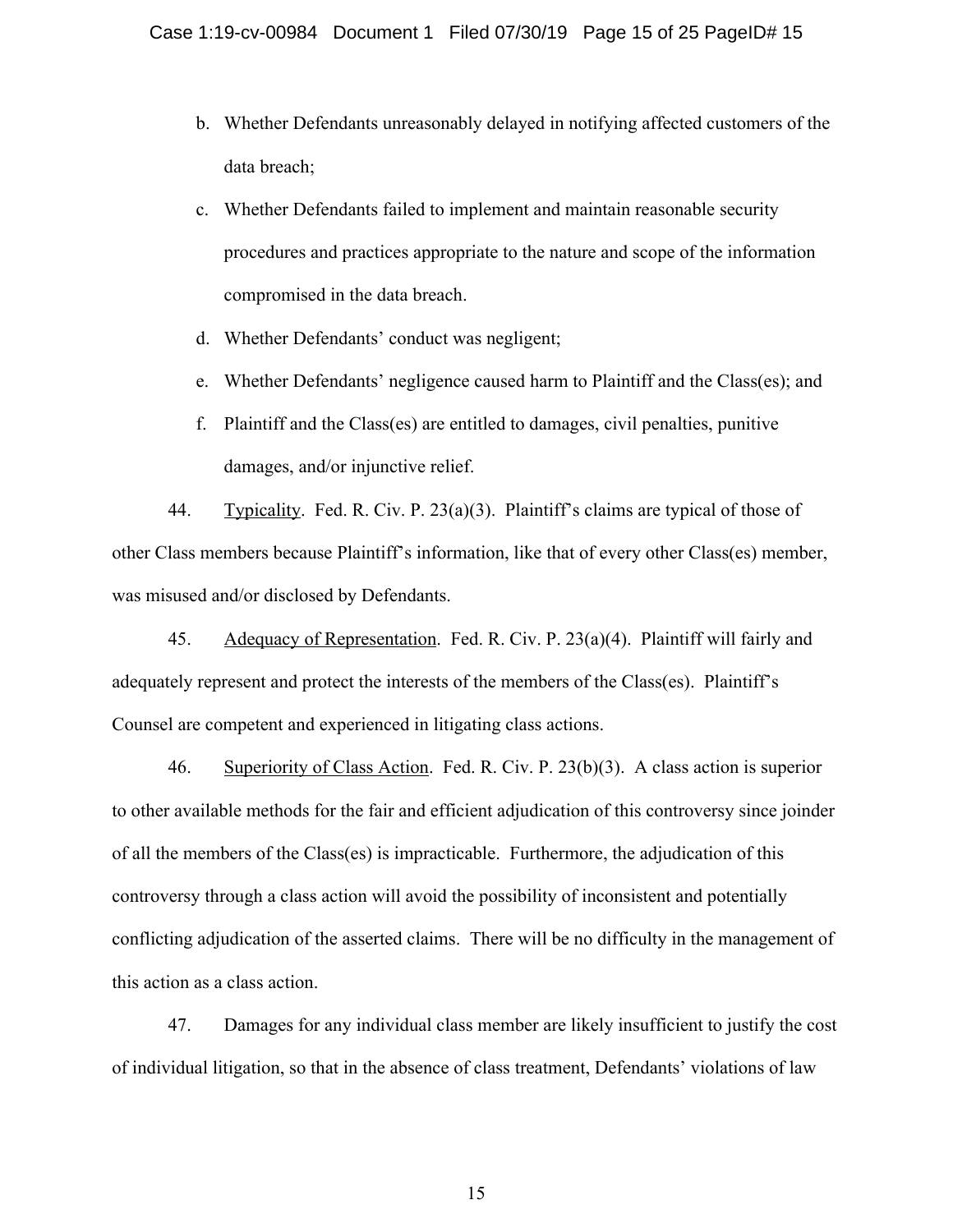b. Whether Defendants unreasonably delayed in notifying affected customers of the data breach;

c. Whether Defendants failed to implement and maintain reasonable security procedures and practices appropriate to the nature and scope of the information compromised in the data breach.

d. Whether Defendants' conduct was negligent;

e. Whether Defendants' negligence caused harm to Plaintiff and the Class(es); and

f. Plaintiff and the Class(es) are entitled to damages, civil penalties, punitive damages, and/or injunctive relief.

44. Typicality. Fed. R. Civ. P. 23(a)(3). Plaintiff's claims are typical of those of other Class members because Plaintiff's information, like that of every other Class(es) member, was misused and/or disclosed by Defendants.

45. Adequacy of Representation. Fed. R. Civ. P. 23(a)(4). Plaintiff will fairly and adequately represent and protect the interests of the members of the Class(es). Plaintiff's Counsel are competent and experienced in litigating class actions.

46. Superiority of Class Action. Fed. R. Civ. P. 23(b)(3). A class action is superior to other available methods for the fair and efficient adjudication of this controversy since joinder of all the members of the Class(es) is impracticable. Furthermore, the adjudication of this controversy through a class action will avoid the possibility of inconsistent and potentially conflicting adjudication of the asserted claims. There will be no difficulty in the management of this action as a class action.

47. Damages for any individual class member are likely insufficient to justify the cost of individual litigation, so that in the absence of class treatment, Defendants' violations of law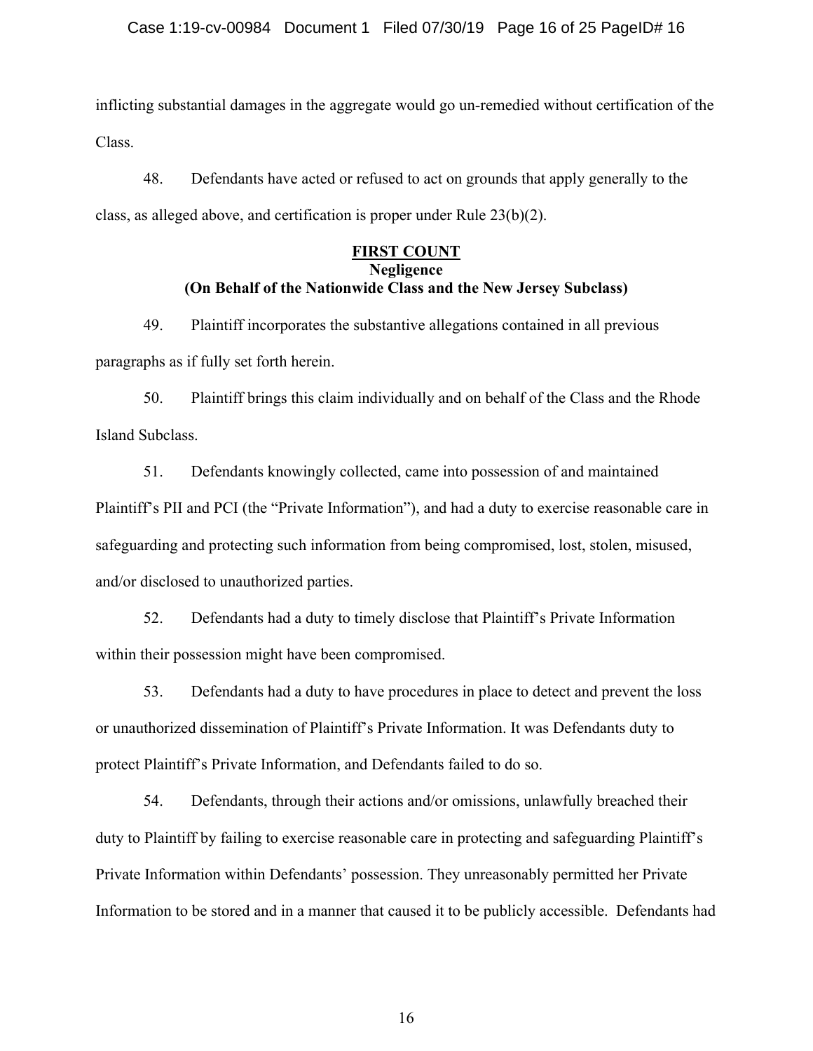inflicting substantial damages in the aggregate would go un-remedied without certification of the Class.

48. Defendants have acted or refused to act on grounds that apply generally to the class, as alleged above, and certification is proper under Rule 23(b)(2).

**FIRST COUNT**
**Negligence**
**(On Behalf of the Nationwide Class and the New Jersey Subclass)**

49. Plaintiff incorporates the substantive allegations contained in all previous paragraphs as if fully set forth herein.

50. Plaintiff brings this claim individually and on behalf of the Class and the Rhode Island Subclass.

51. Defendants knowingly collected, came into possession of and maintained Plaintiff's PII and PCI (the "Private Information"), and had a duty to exercise reasonable care in safeguarding and protecting such information from being compromised, lost, stolen, misused, and/or disclosed to unauthorized parties.

52. Defendants had a duty to timely disclose that Plaintiff's Private Information within their possession might have been compromised.

53. Defendants had a duty to have procedures in place to detect and prevent the loss or unauthorized dissemination of Plaintiff's Private Information. It was Defendants duty to protect Plaintiff's Private Information, and Defendants failed to do so.

54. Defendants, through their actions and/or omissions, unlawfully breached their duty to Plaintiff by failing to exercise reasonable care in protecting and safeguarding Plaintiff's Private Information within Defendants' possession. They unreasonably permitted her Private Information to be stored and in a manner that caused it to be publicly accessible. Defendants had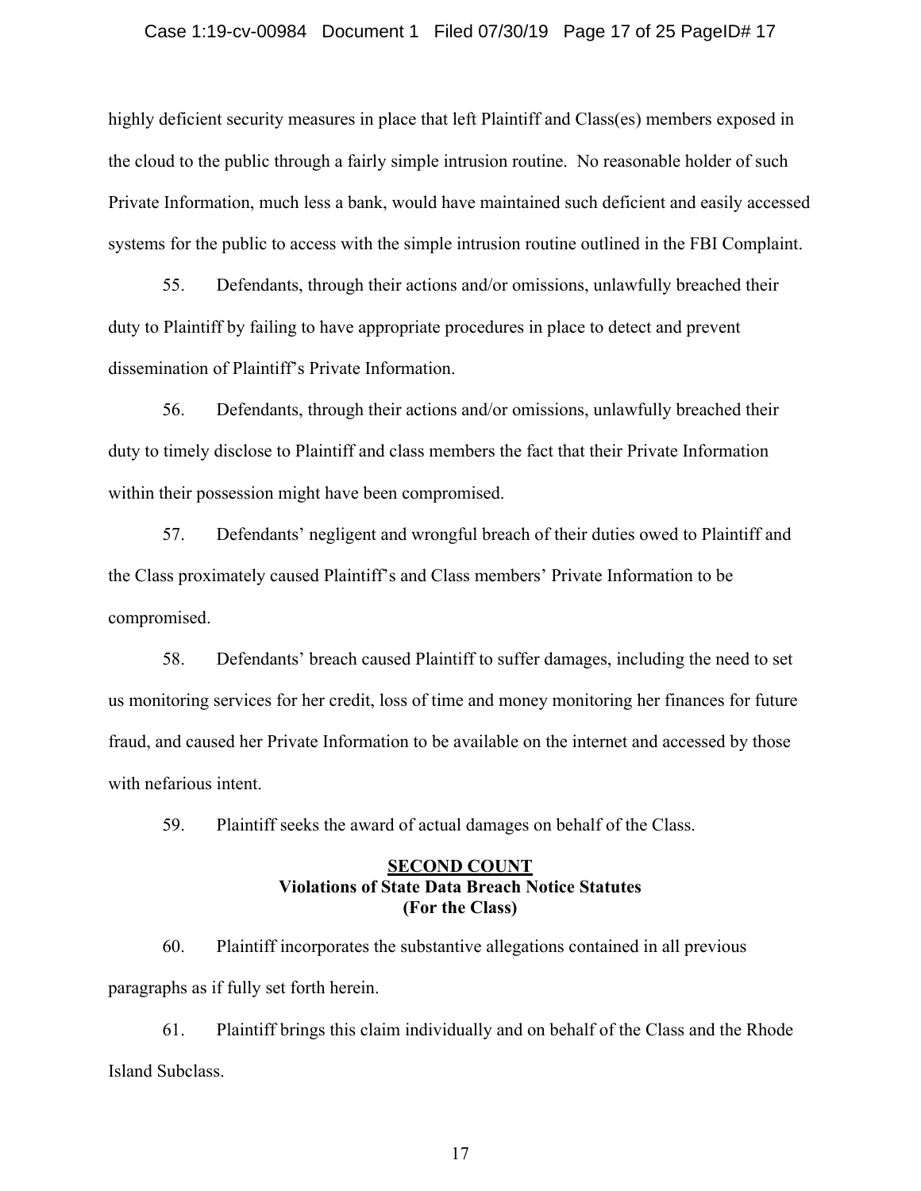highly deficient security measures in place that left Plaintiff and Class(es) members exposed in the cloud to the public through a fairly simple intrusion routine. No reasonable holder of such Private Information, much less a bank, would have maintained such deficient and easily accessed systems for the public to access with the simple intrusion routine outlined in the FBI Complaint.

55. Defendants, through their actions and/or omissions, unlawfully breached their duty to Plaintiff by failing to have appropriate procedures in place to detect and prevent dissemination of Plaintiff's Private Information.

56. Defendants, through their actions and/or omissions, unlawfully breached their duty to timely disclose to Plaintiff and class members the fact that their Private Information within their possession might have been compromised.

57. Defendants' negligent and wrongful breach of their duties owed to Plaintiff and the Class proximately caused Plaintiff's and Class members' Private Information to be compromised.

58. Defendants' breach caused Plaintiff to suffer damages, including the need to set us monitoring services for her credit, loss of time and money monitoring her finances for future fraud, and caused her Private Information to be available on the internet and accessed by those with nefarious intent.

59. Plaintiff seeks the award of actual damages on behalf of the Class.

**<u>SECOND COUNT</u>**
**Violations of State Data Breach Notice Statutes**
**(For the Class)**

60. Plaintiff incorporates the substantive allegations contained in all previous paragraphs as if fully set forth herein.

61. Plaintiff brings this claim individually and on behalf of the Class and the Rhode Island Subclass.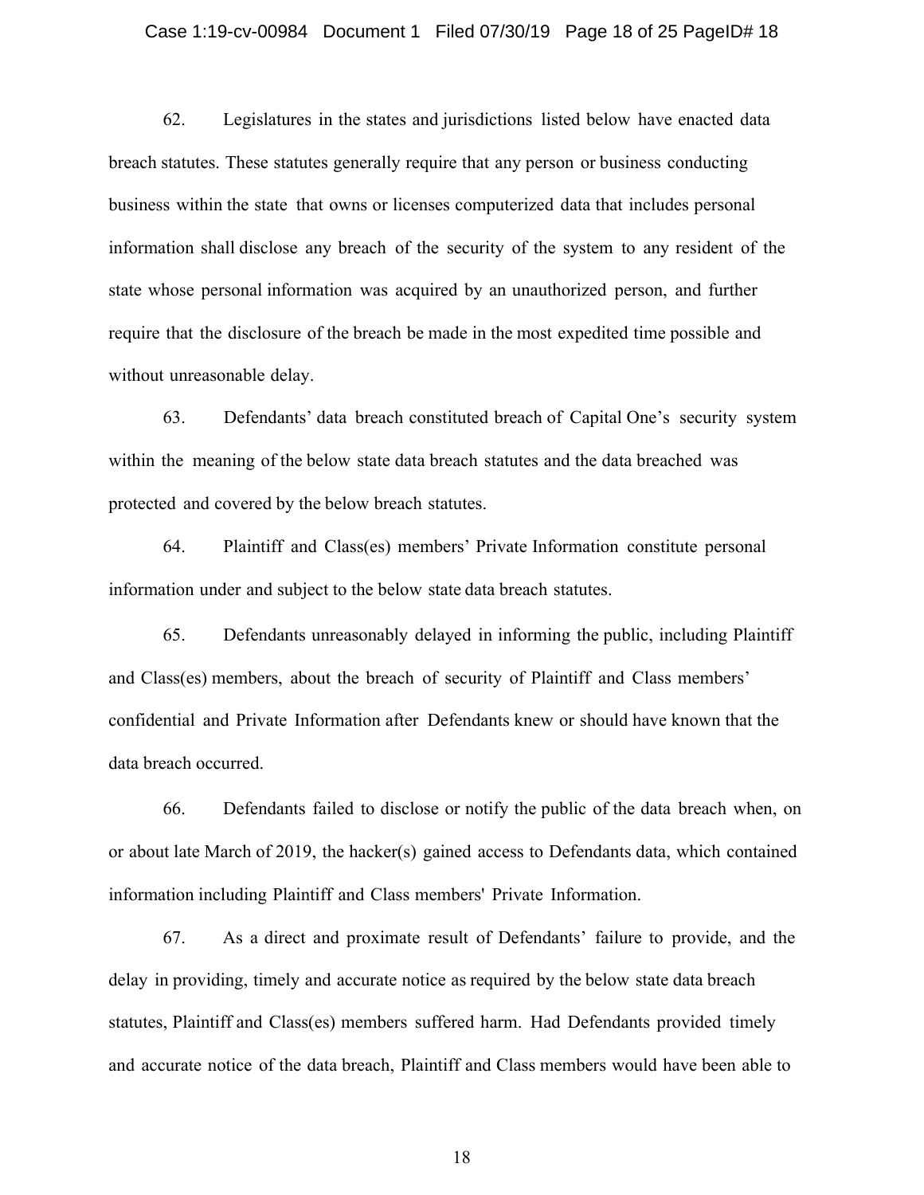62. Legislatures in the states and jurisdictions listed below have enacted data breach statutes. These statutes generally require that any person or business conducting business within the state that owns or licenses computerized data that includes personal information shall disclose any breach of the security of the system to any resident of the state whose personal information was acquired by an unauthorized person, and further require that the disclosure of the breach be made in the most expedited time possible and without unreasonable delay.

63. Defendants' data breach constituted breach of Capital One's security system within the meaning of the below state data breach statutes and the data breached was protected and covered by the below breach statutes.

64. Plaintiff and Class(es) members' Private Information constitute personal information under and subject to the below state data breach statutes.

65. Defendants unreasonably delayed in informing the public, including Plaintiff and Class(es) members, about the breach of security of Plaintiff and Class members' confidential and Private Information after Defendants knew or should have known that the data breach occurred.

66. Defendants failed to disclose or notify the public of the data breach when, on or about late March of 2019, the hacker(s) gained access to Defendants data, which contained information including Plaintiff and Class members' Private Information.

67. As a direct and proximate result of Defendants' failure to provide, and the delay in providing, timely and accurate notice as required by the below state data breach statutes, Plaintiff and Class(es) members suffered harm. Had Defendants provided timely and accurate notice of the data breach, Plaintiff and Class members would have been able to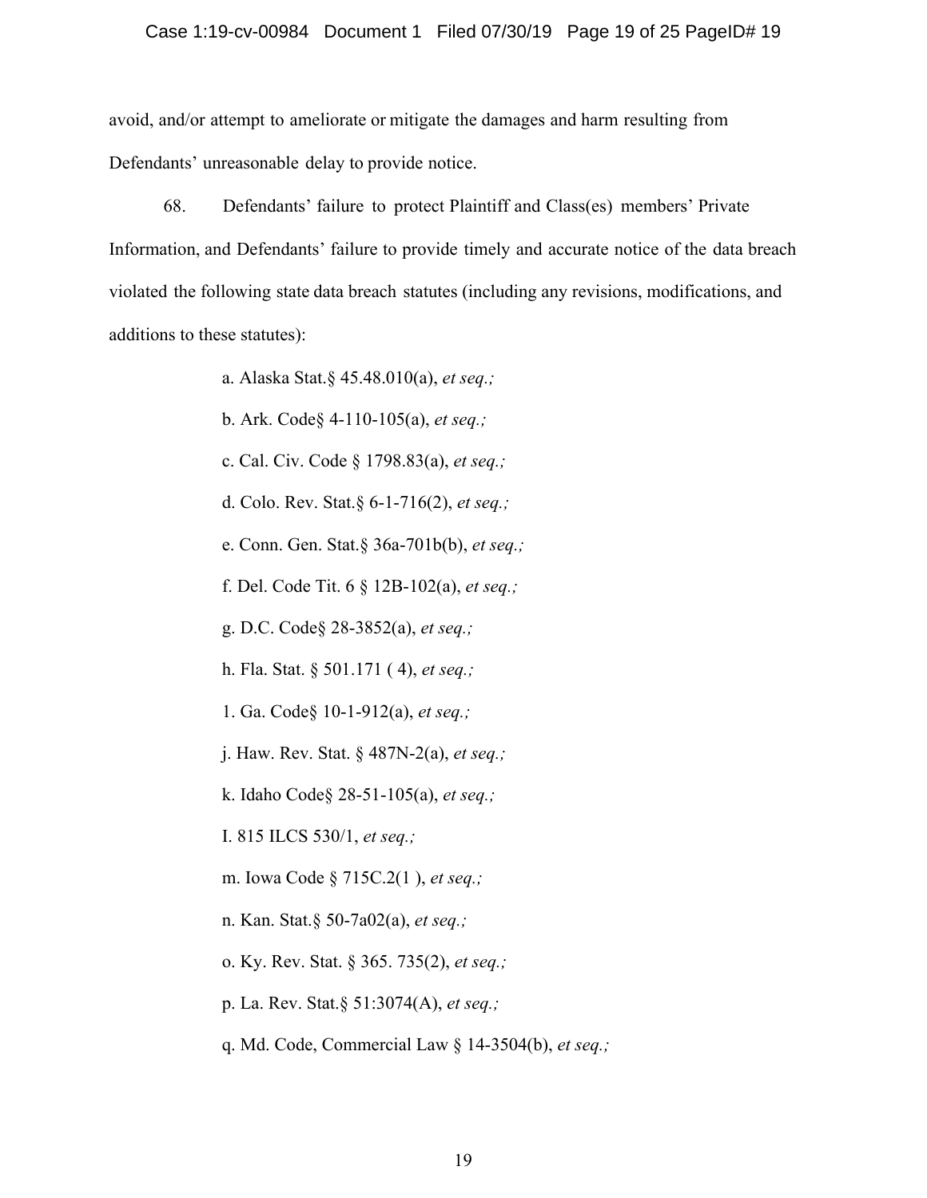avoid, and/or attempt to ameliorate or mitigate the damages and harm resulting from Defendants' unreasonable delay to provide notice.

68. Defendants' failure to protect Plaintiff and Class(es) members' Private Information, and Defendants' failure to provide timely and accurate notice of the data breach violated the following state data breach statutes (including any revisions, modifications, and additions to these statutes):

a. Alaska Stat.§ 45.48.010(a), *et seq.;*

b. Ark. Code§ 4-110-105(a), *et seq.;*

c. Cal. Civ. Code § 1798.83(a), *et seq.;*

d. Colo. Rev. Stat.§ 6-1-716(2), *et seq.;*

e. Conn. Gen. Stat.§ 36a-701b(b), *et seq.;*

f. Del. Code Tit. 6 § 12B-102(a), *et seq.;*

g. D.C. Code§ 28-3852(a), *et seq.;*

h. Fla. Stat. § 501.171 ( 4), *et seq.;*

1. Ga. Code§ 10-1-912(a), *et seq.;*

j. Haw. Rev. Stat. § 487N-2(a), *et seq.;*

k. Idaho Code§ 28-51-105(a), *et seq.;*

I. 815 ILCS 530/1, *et seq.;*

m. Iowa Code § 715C.2(1 ), *et seq.;*

n. Kan. Stat.§ 50-7a02(a), *et seq.;*

o. Ky. Rev. Stat. § 365. 735(2), *et seq.;*

p. La. Rev. Stat.§ 51:3074(A), *et seq.;*

q. Md. Code, Commercial Law § 14-3504(b), *et seq.;*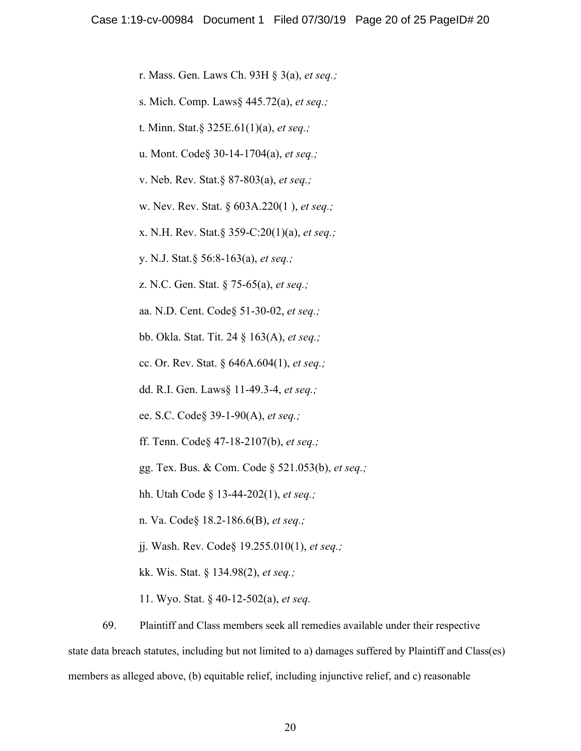r. Mass. Gen. Laws Ch. 93H § 3(a), *et seq.;*

s. Mich. Comp. Laws§ 445.72(a), *et seq.;*

t. Minn. Stat.§ 325E.61(1)(a), *et seq.;*

u. Mont. Code§ 30-14-1704(a), *et seq.;*

v. Neb. Rev. Stat.§ 87-803(a), *et seq.;*

w. Nev. Rev. Stat. § 603A.220(1 ), *et seq.;*

x. N.H. Rev. Stat.§ 359-C:20(1)(a), *et seq.;*

y. N.J. Stat.§ 56:8-163(a), *et seq.;*

z. N.C. Gen. Stat. § 75-65(a), *et seq.;*

aa. N.D. Cent. Code§ 51-30-02, *et seq.;*

bb. Okla. Stat. Tit. 24 § 163(A), *et seq.;*

cc. Or. Rev. Stat. § 646A.604(1), *et seq.;*

dd. R.I. Gen. Laws§ 11-49.3-4, *et seq.;*

ee. S.C. Code§ 39-1-90(A), *et seq.;*

ff. Tenn. Code§ 47-18-2107(b), *et seq.;*

gg. Tex. Bus. & Com. Code § 521.053(b), *et seq.;*

hh. Utah Code § 13-44-202(1), *et seq.;*

n. Va. Code§ 18.2-186.6(B), *et seq.;*

jj. Wash. Rev. Code§ 19.255.010(1), *et seq.;*

kk. Wis. Stat. § 134.98(2), *et seq.;*

11. Wyo. Stat. § 40-12-502(a), *et seq.*

69. Plaintiff and Class members seek all remedies available under their respective state data breach statutes, including but not limited to a) damages suffered by Plaintiff and Class(es) members as alleged above, (b) equitable relief, including injunctive relief, and c) reasonable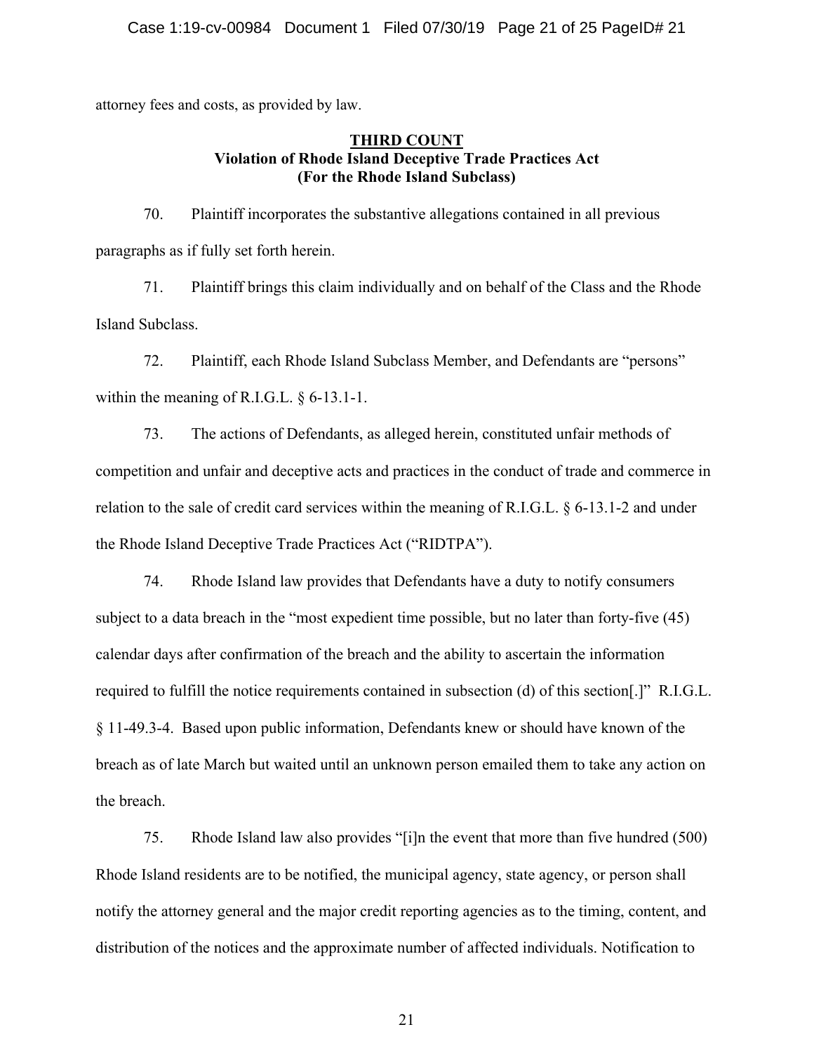attorney fees and costs, as provided by law.

**THIRD COUNT**
**Violation of Rhode Island Deceptive Trade Practices Act**
**(For the Rhode Island Subclass)**

70. Plaintiff incorporates the substantive allegations contained in all previous paragraphs as if fully set forth herein.

71. Plaintiff brings this claim individually and on behalf of the Class and the Rhode Island Subclass.

72. Plaintiff, each Rhode Island Subclass Member, and Defendants are "persons" within the meaning of R.I.G.L. § 6-13.1-1.

73. The actions of Defendants, as alleged herein, constituted unfair methods of competition and unfair and deceptive acts and practices in the conduct of trade and commerce in relation to the sale of credit card services within the meaning of R.I.G.L. § 6-13.1-2 and under the Rhode Island Deceptive Trade Practices Act ("RIDTPA").

74. Rhode Island law provides that Defendants have a duty to notify consumers subject to a data breach in the "most expedient time possible, but no later than forty-five (45) calendar days after confirmation of the breach and the ability to ascertain the information required to fulfill the notice requirements contained in subsection (d) of this section[.]" R.I.G.L. § 11-49.3-4. Based upon public information, Defendants knew or should have known of the breach as of late March but waited until an unknown person emailed them to take any action on the breach.

75. Rhode Island law also provides "[i]n the event that more than five hundred (500) Rhode Island residents are to be notified, the municipal agency, state agency, or person shall notify the attorney general and the major credit reporting agencies as to the timing, content, and distribution of the notices and the approximate number of affected individuals. Notification to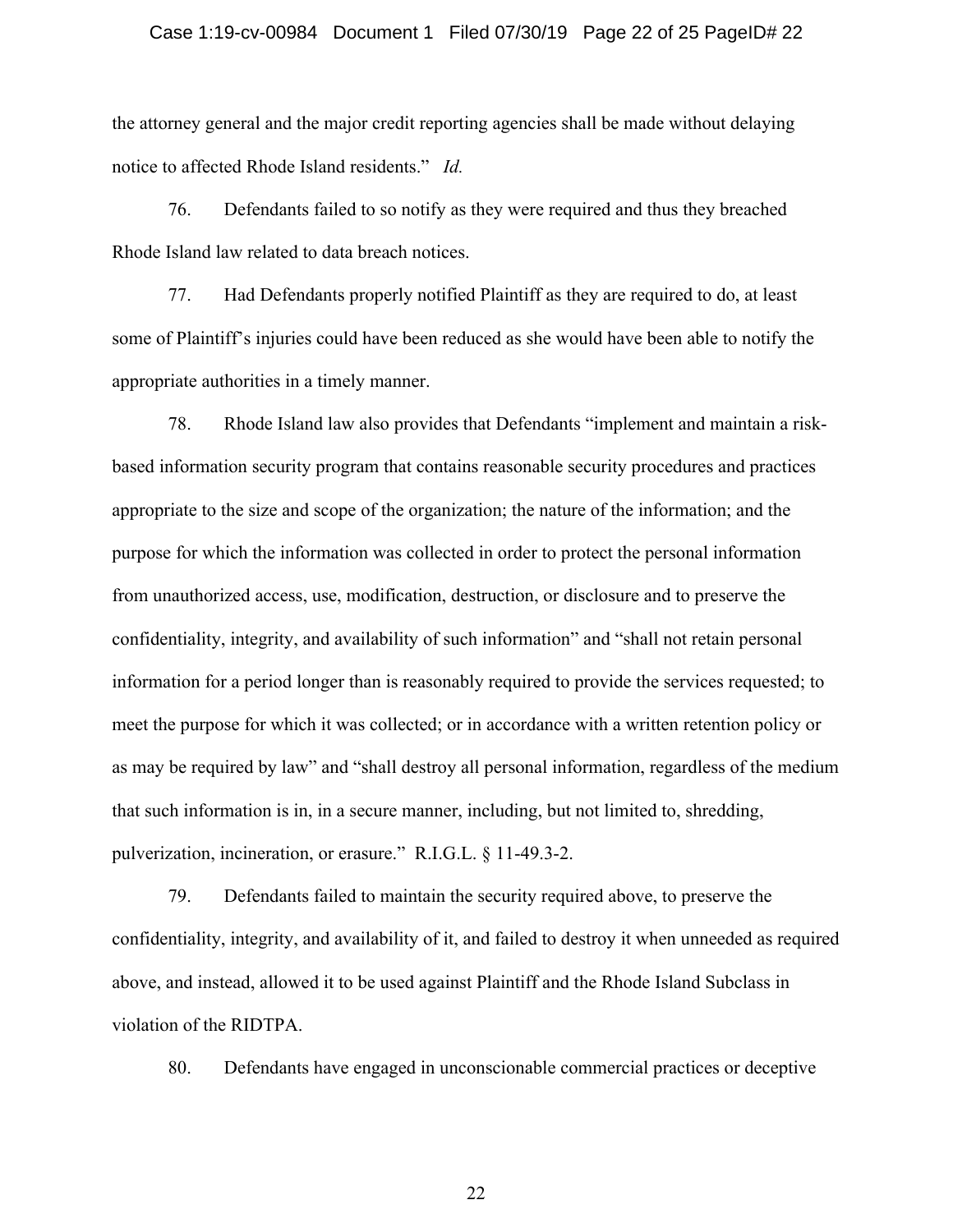the attorney general and the major credit reporting agencies shall be made without delaying notice to affected Rhode Island residents." *Id.*

76. Defendants failed to so notify as they were required and thus they breached Rhode Island law related to data breach notices.

77. Had Defendants properly notified Plaintiff as they are required to do, at least some of Plaintiff's injuries could have been reduced as she would have been able to notify the appropriate authorities in a timely manner.

78. Rhode Island law also provides that Defendants "implement and maintain a risk-based information security program that contains reasonable security procedures and practices appropriate to the size and scope of the organization; the nature of the information; and the purpose for which the information was collected in order to protect the personal information from unauthorized access, use, modification, destruction, or disclosure and to preserve the confidentiality, integrity, and availability of such information" and "shall not retain personal information for a period longer than is reasonably required to provide the services requested; to meet the purpose for which it was collected; or in accordance with a written retention policy or as may be required by law" and "shall destroy all personal information, regardless of the medium that such information is in, in a secure manner, including, but not limited to, shredding, pulverization, incineration, or erasure." R.I.G.L. § 11-49.3-2.

79. Defendants failed to maintain the security required above, to preserve the confidentiality, integrity, and availability of it, and failed to destroy it when unneeded as required above, and instead, allowed it to be used against Plaintiff and the Rhode Island Subclass in violation of the RIDTPA.

80. Defendants have engaged in unconscionable commercial practices or deceptive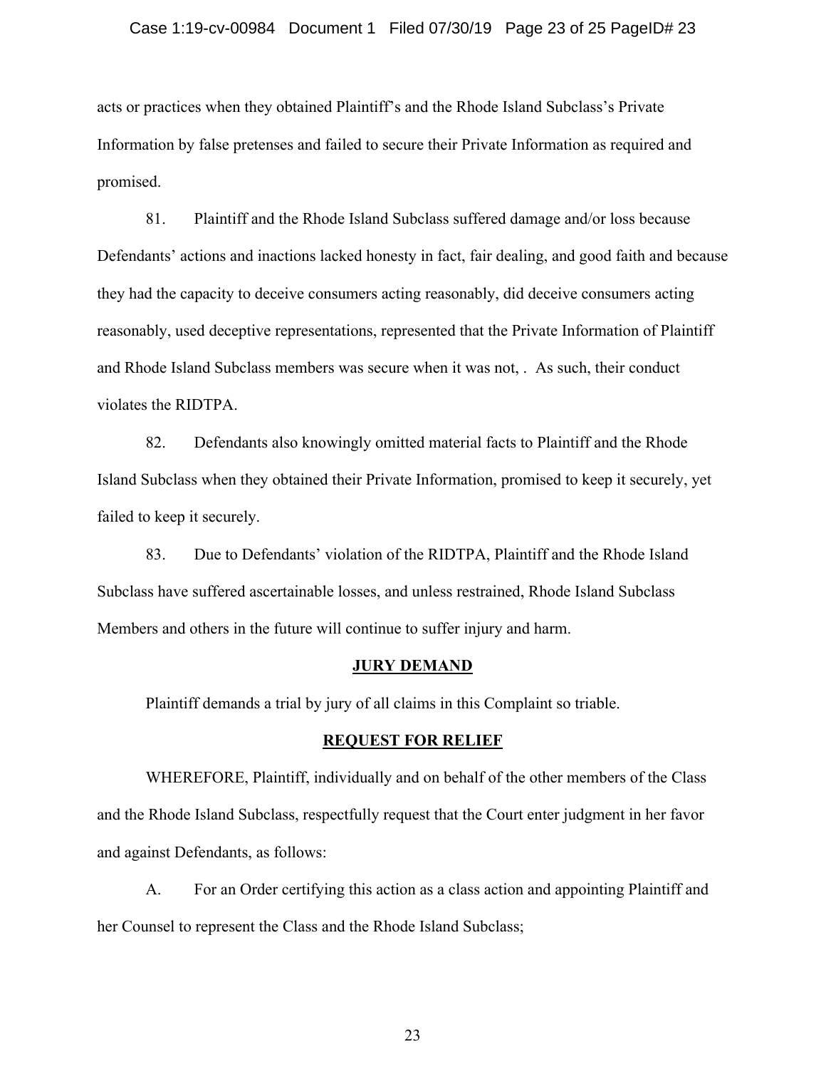acts or practices when they obtained Plaintiff's and the Rhode Island Subclass's Private Information by false pretenses and failed to secure their Private Information as required and promised.

81. Plaintiff and the Rhode Island Subclass suffered damage and/or loss because Defendants' actions and inactions lacked honesty in fact, fair dealing, and good faith and because they had the capacity to deceive consumers acting reasonably, did deceive consumers acting reasonably, used deceptive representations, represented that the Private Information of Plaintiff and Rhode Island Subclass members was secure when it was not, . As such, their conduct violates the RIDTPA.

82. Defendants also knowingly omitted material facts to Plaintiff and the Rhode Island Subclass when they obtained their Private Information, promised to keep it securely, yet failed to keep it securely.

83. Due to Defendants' violation of the RIDTPA, Plaintiff and the Rhode Island Subclass have suffered ascertainable losses, and unless restrained, Rhode Island Subclass Members and others in the future will continue to suffer injury and harm.

## JURY DEMAND

Plaintiff demands a trial by jury of all claims in this Complaint so triable.

## REQUEST FOR RELIEF

WHEREFORE, Plaintiff, individually and on behalf of the other members of the Class and the Rhode Island Subclass, respectfully request that the Court enter judgment in her favor and against Defendants, as follows:

A. For an Order certifying this action as a class action and appointing Plaintiff and her Counsel to represent the Class and the Rhode Island Subclass;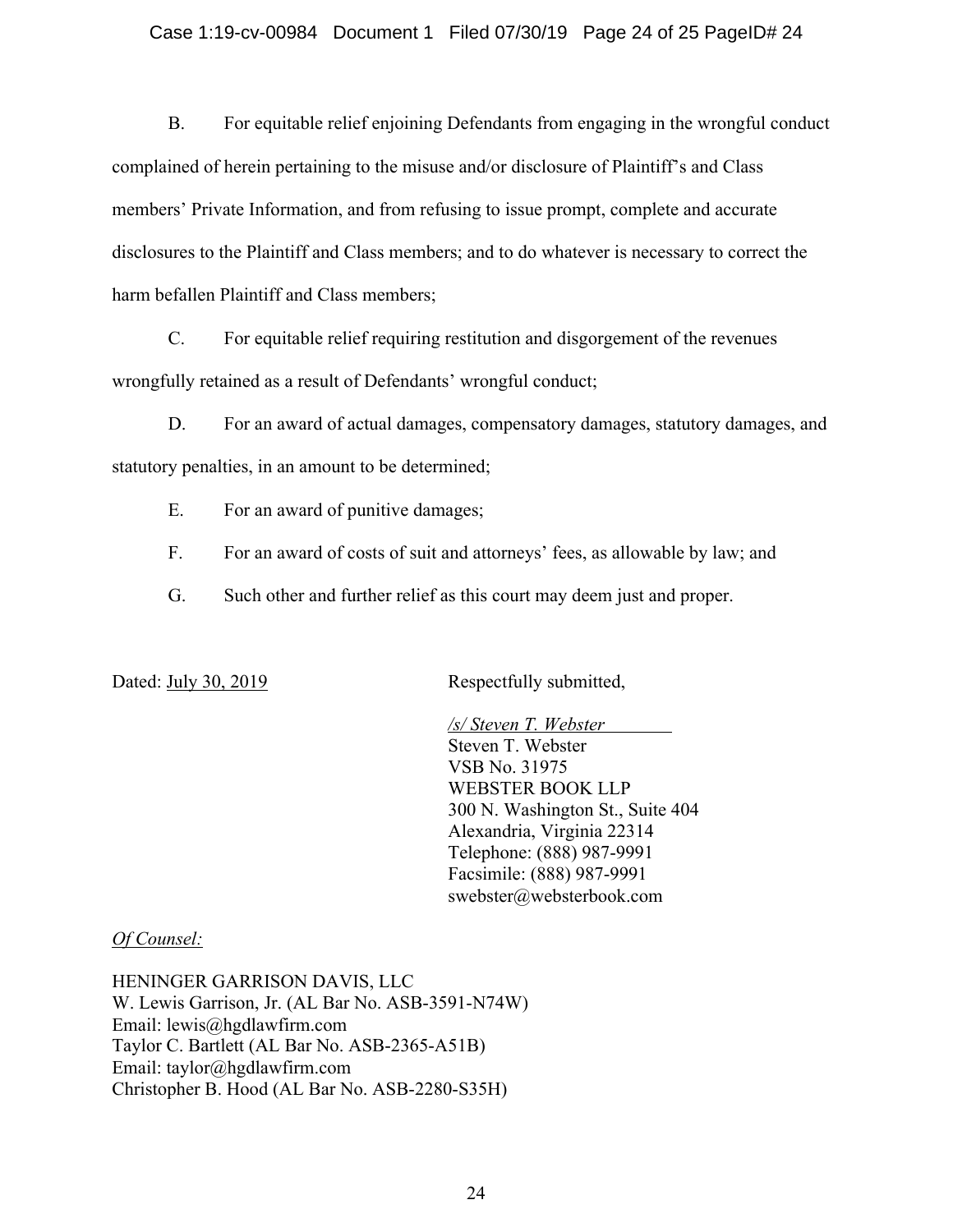B. For equitable relief enjoining Defendants from engaging in the wrongful conduct complained of herein pertaining to the misuse and/or disclosure of Plaintiff's and Class members' Private Information, and from refusing to issue prompt, complete and accurate disclosures to the Plaintiff and Class members; and to do whatever is necessary to correct the harm befallen Plaintiff and Class members;

C. For equitable relief requiring restitution and disgorgement of the revenues wrongfully retained as a result of Defendants' wrongful conduct;

D. For an award of actual damages, compensatory damages, statutory damages, and statutory penalties, in an amount to be determined;

E. For an award of punitive damages;

F. For an award of costs of suit and attorneys' fees, as allowable by law; and

G. Such other and further relief as this court may deem just and proper.

Dated: July 30, 2019

Respectfully submitted,

*/s/ Steven T. Webster*
Steven T. Webster
VSB No. 31975
WEBSTER BOOK LLP
300 N. Washington St., Suite 404
Alexandria, Virginia 22314
Telephone: (888) 987-9991
Facsimile: (888) 987-9991
swebster@websterbook.com

*Of Counsel:*

HENINGER GARRISON DAVIS, LLC
W. Lewis Garrison, Jr. (AL Bar No. ASB-3591-N74W)
Email: lewis@hgdlawfirm.com
Taylor C. Bartlett (AL Bar No. ASB-2365-A51B)
Email: taylor@hgdlawfirm.com
Christopher B. Hood (AL Bar No. ASB-2280-S35H)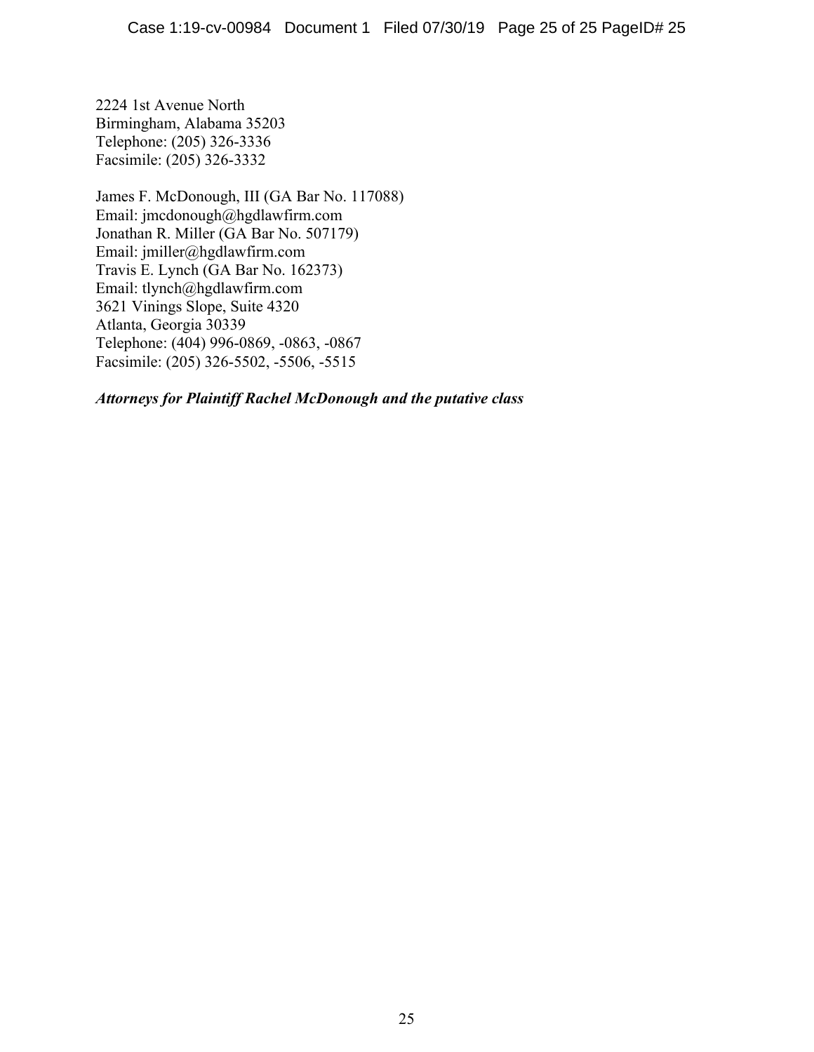2224 1st Avenue North
Birmingham, Alabama 35203
Telephone: (205) 326-3336
Facsimile: (205) 326-3332

James F. McDonough, III (GA Bar No. 117088)
Email: jmcdonough@hgdlawfirm.com
Jonathan R. Miller (GA Bar No. 507179)
Email: jmiller@hgdlawfirm.com
Travis E. Lynch (GA Bar No. 162373)
Email: tlynch@hgdlawfirm.com
3621 Vinings Slope, Suite 4320
Atlanta, Georgia 30339
Telephone: (404) 996-0869, -0863, -0867
Facsimile: (205) 326-5502, -5506, -5515

***Attorneys for Plaintiff Rachel McDonough and the putative class***